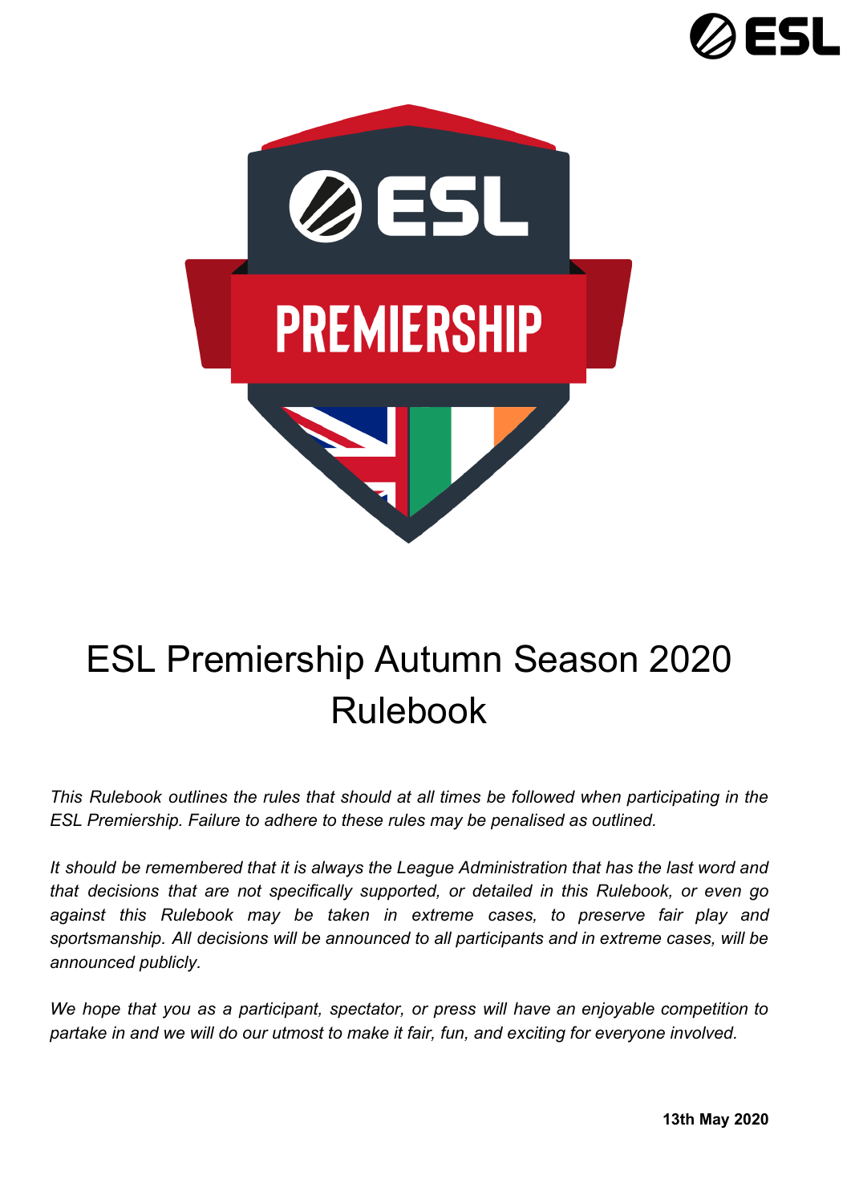# ESL Premiership Autumn Season 2020 Rulebook

*This Rulebook outlines the rules that should at all times be followed when participating in the ESL Premiership. Failure to adhere to these rules may be penalised as outlined.*

*It should be remembered that it is always the League Administration that has the last word and that decisions that are not specifically supported, or detailed in this Rulebook, or even go against this Rulebook may be taken in extreme cases, to preserve fair play and sportsmanship. All decisions will be announced to all participants and in extreme cases, will be announced publicly.*

*We hope that you as a participant, spectator, or press will have an enjoyable competition to partake in and we will do our utmost to make it fair, fun, and exciting for everyone involved.*

**13th May 2020**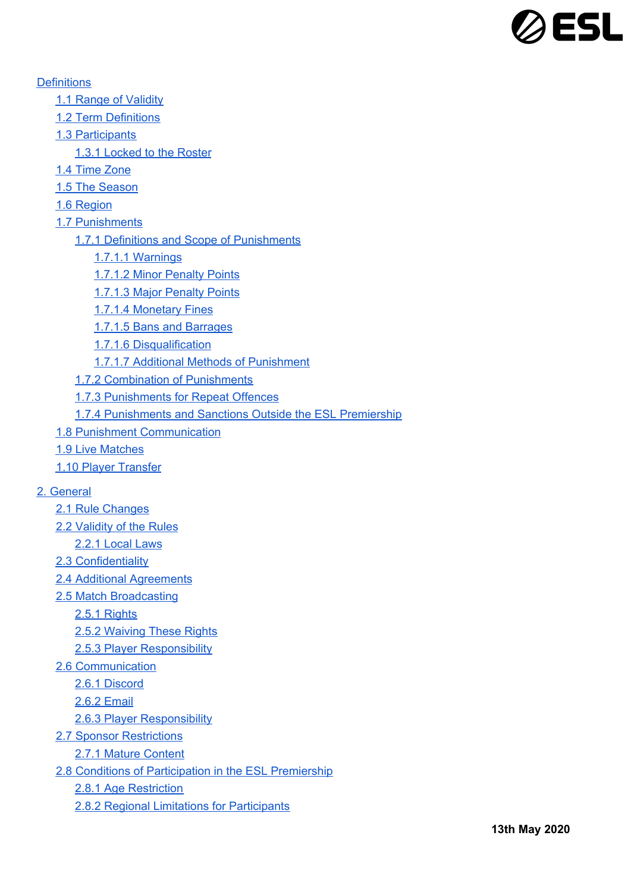- Definitions
  - 1.1 Range of Validity
  - 1.2 Term Definitions
  - 1.3 Participants
    - 1.3.1 Locked to the Roster
  - 1.4 Time Zone
  - 1.5 The Season
  - 1.6 Region
  - 1.7 Punishments
    - 1.7.1 Definitions and Scope of Punishments
      - 1.7.1.1 Warnings
      - 1.7.1.2 Minor Penalty Points
      - 1.7.1.3 Major Penalty Points
      - 1.7.1.4 Monetary Fines
      - 1.7.1.5 Bans and Barrages
      - 1.7.1.6 Disqualification
      - 1.7.1.7 Additional Methods of Punishment
    - 1.7.2 Combination of Punishments
    - 1.7.3 Punishments for Repeat Offences
    - 1.7.4 Punishments and Sanctions Outside the ESL Premiership
  - 1.8 Punishment Communication
  - 1.9 Live Matches
  - 1.10 Player Transfer
- 2. General
  - 2.1 Rule Changes
  - 2.2 Validity of the Rules
    - 2.2.1 Local Laws
  - 2.3 Confidentiality
  - 2.4 Additional Agreements
  - 2.5 Match Broadcasting
    - 2.5.1 Rights
    - 2.5.2 Waiving These Rights
    - 2.5.3 Player Responsibility
  - 2.6 Communication
    - 2.6.1 Discord
    - 2.6.2 Email
    - 2.6.3 Player Responsibility
  - 2.7 Sponsor Restrictions
    - 2.7.1 Mature Content
  - 2.8 Conditions of Participation in the ESL Premiership
    - 2.8.1 Age Restriction
    - 2.8.2 Regional Limitations for Participants

**13th May 2020**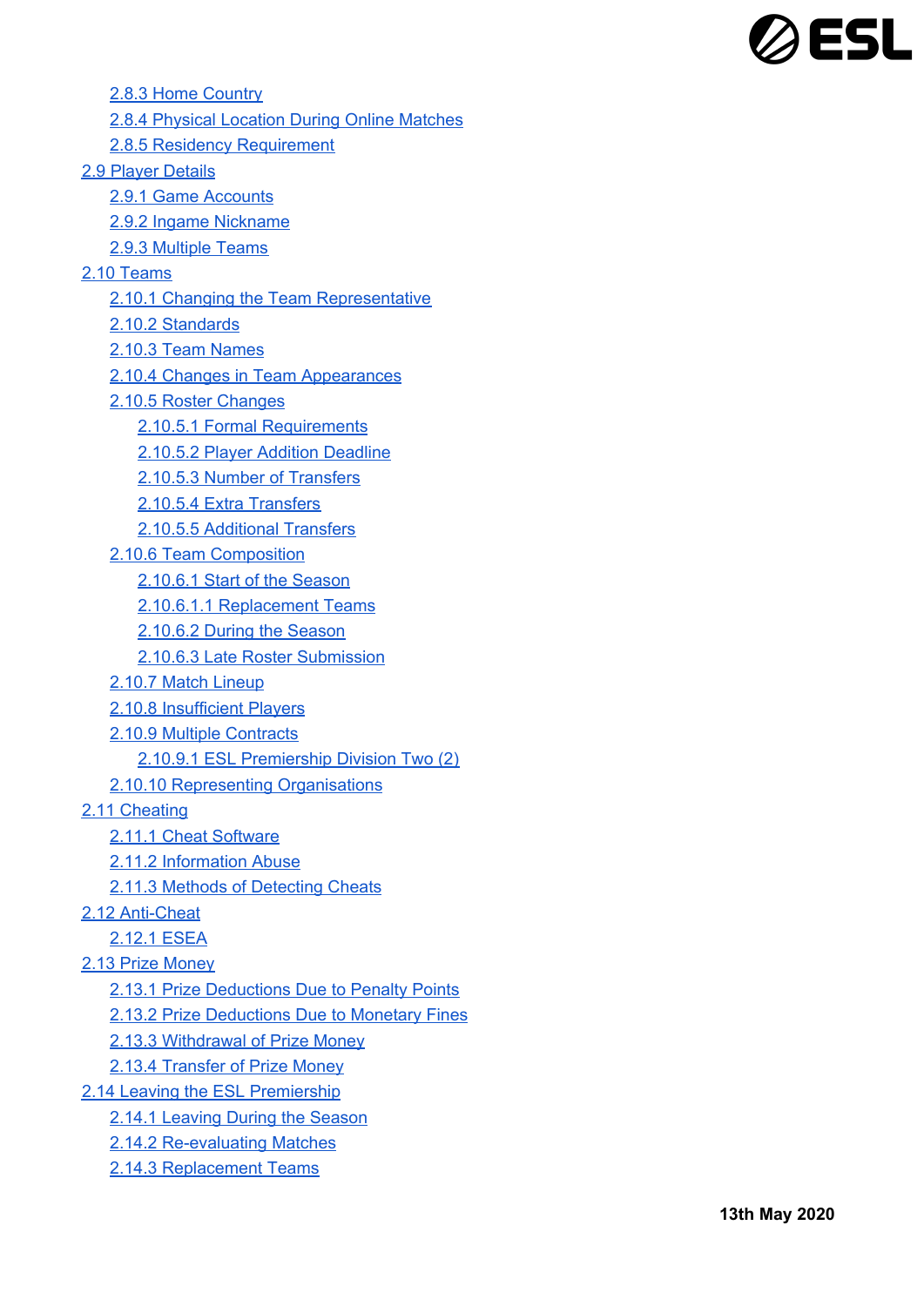- 2.8.3 Home Country
- 2.8.4 Physical Location During Online Matches
- 2.8.5 Residency Requirement

2.9 Player Details
- 2.9.1 Game Accounts
- 2.9.2 Ingame Nickname
- 2.9.3 Multiple Teams

2.10 Teams
- 2.10.1 Changing the Team Representative
- 2.10.2 Standards
- 2.10.3 Team Names
- 2.10.4 Changes in Team Appearances
- 2.10.5 Roster Changes
    - 2.10.5.1 Formal Requirements
    - 2.10.5.2 Player Addition Deadline
    - 2.10.5.3 Number of Transfers
    - 2.10.5.4 Extra Transfers
    - 2.10.5.5 Additional Transfers
- 2.10.6 Team Composition
    - 2.10.6.1 Start of the Season
    - 2.10.6.1.1 Replacement Teams
    - 2.10.6.2 During the Season
    - 2.10.6.3 Late Roster Submission
- 2.10.7 Match Lineup
- 2.10.8 Insufficient Players
- 2.10.9 Multiple Contracts
    - 2.10.9.1 ESL Premiership Division Two (2)
- 2.10.10 Representing Organisations

2.11 Cheating
- 2.11.1 Cheat Software
- 2.11.2 Information Abuse
- 2.11.3 Methods of Detecting Cheats

2.12 Anti-Cheat
- 2.12.1 ESEA

2.13 Prize Money
- 2.13.1 Prize Deductions Due to Penalty Points
- 2.13.2 Prize Deductions Due to Monetary Fines
- 2.13.3 Withdrawal of Prize Money
- 2.13.4 Transfer of Prize Money

2.14 Leaving the ESL Premiership
- 2.14.1 Leaving During the Season
- 2.14.2 Re-evaluating Matches
- 2.14.3 Replacement Teams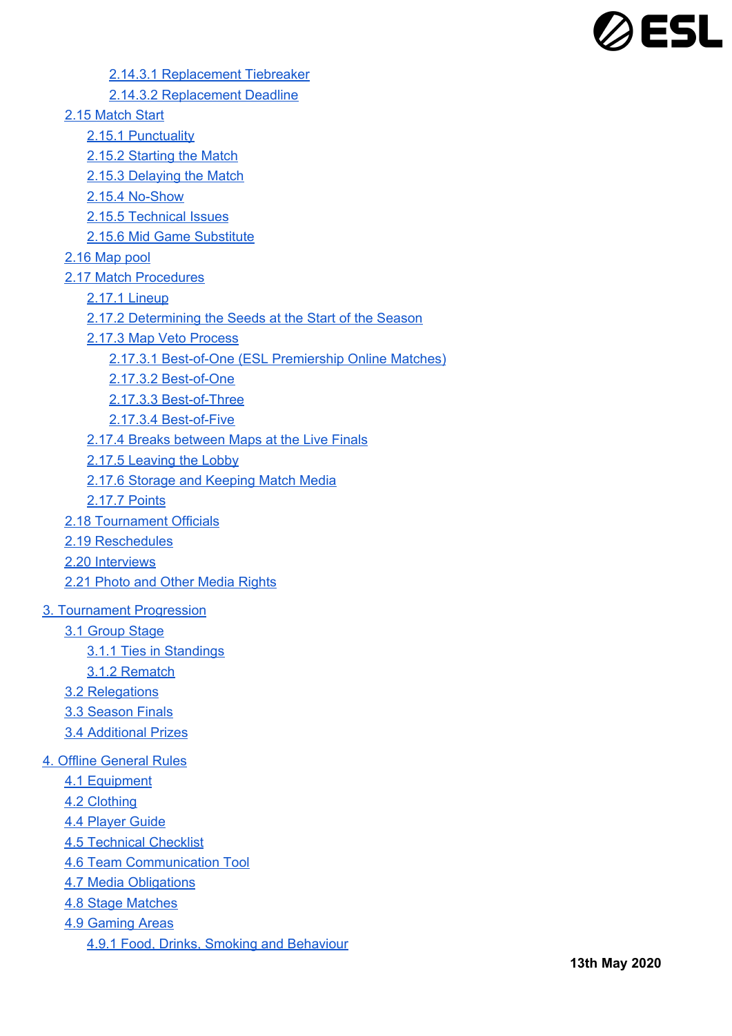- 2.14.3.1 Replacement Tiebreaker
- 2.14.3.2 Replacement Deadline
- 2.15 Match Start
  - 2.15.1 Punctuality
  - 2.15.2 Starting the Match
  - 2.15.3 Delaying the Match
  - 2.15.4 No-Show
  - 2.15.5 Technical Issues
  - 2.15.6 Mid Game Substitute
- 2.16 Map pool
- 2.17 Match Procedures
  - 2.17.1 Lineup
  - 2.17.2 Determining the Seeds at the Start of the Season
  - 2.17.3 Map Veto Process
    - 2.17.3.1 Best-of-One (ESL Premiership Online Matches)
    - 2.17.3.2 Best-of-One
    - 2.17.3.3 Best-of-Three
    - 2.17.3.4 Best-of-Five
  - 2.17.4 Breaks between Maps at the Live Finals
  - 2.17.5 Leaving the Lobby
  - 2.17.6 Storage and Keeping Match Media
  - 2.17.7 Points
- 2.18 Tournament Officials
- 2.19 Reschedules
- 2.20 Interviews
- 2.21 Photo and Other Media Rights

3. Tournament Progression
- 3.1 Group Stage
  - 3.1.1 Ties in Standings
  - 3.1.2 Rematch
- 3.2 Relegations
- 3.3 Season Finals
- 3.4 Additional Prizes

4. Offline General Rules
- 4.1 Equipment
- 4.2 Clothing
- 4.4 Player Guide
- 4.5 Technical Checklist
- 4.6 Team Communication Tool
- 4.7 Media Obligations
- 4.8 Stage Matches
- 4.9 Gaming Areas
  - 4.9.1 Food, Drinks, Smoking and Behaviour

**13th May 2020**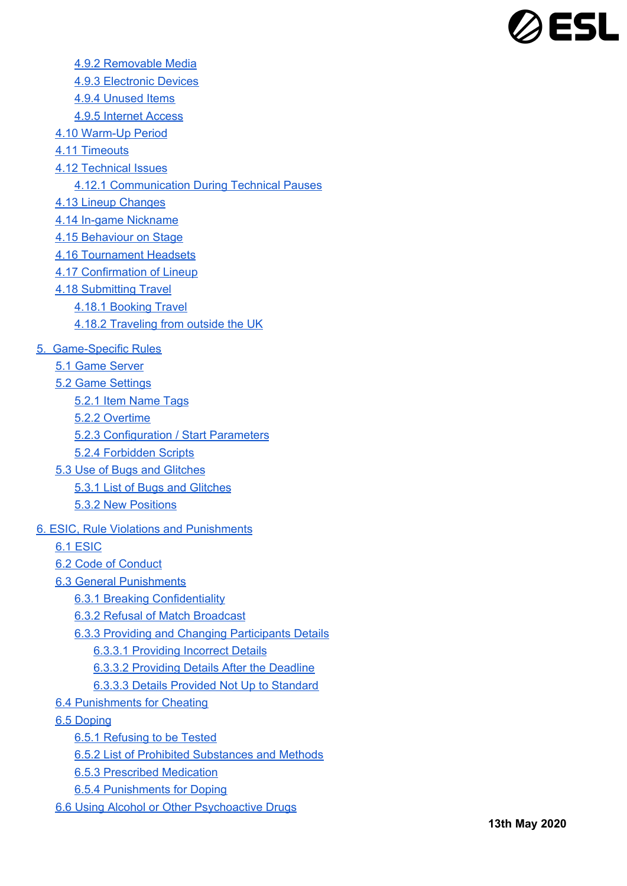- 4.9.2 Removable Media
- 4.9.3 Electronic Devices
- 4.9.4 Unused Items
- 4.9.5 Internet Access
- 4.10 Warm-Up Period
- 4.11 Timeouts
- 4.12 Technical Issues
  - 4.12.1 Communication During Technical Pauses
- 4.13 Lineup Changes
- 4.14 In-game Nickname
- 4.15 Behaviour on Stage
- 4.16 Tournament Headsets
- 4.17 Confirmation of Lineup
- 4.18 Submitting Travel
  - 4.18.1 Booking Travel
  - 4.18.2 Traveling from outside the UK

5. Game-Specific Rules
   - 5.1 Game Server
   - 5.2 Game Settings
     - 5.2.1 Item Name Tags
     - 5.2.2 Overtime
     - 5.2.3 Configuration / Start Parameters
     - 5.2.4 Forbidden Scripts
   - 5.3 Use of Bugs and Glitches
     - 5.3.1 List of Bugs and Glitches
     - 5.3.2 New Positions

6. ESIC, Rule Violations and Punishments
   - 6.1 ESIC
   - 6.2 Code of Conduct
   - 6.3 General Punishments
     - 6.3.1 Breaking Confidentiality
     - 6.3.2 Refusal of Match Broadcast
     - 6.3.3 Providing and Changing Participants Details
       - 6.3.3.1 Providing Incorrect Details
       - 6.3.3.2 Providing Details After the Deadline
       - 6.3.3.3 Details Provided Not Up to Standard
   - 6.4 Punishments for Cheating
   - 6.5 Doping
     - 6.5.1 Refusing to be Tested
     - 6.5.2 List of Prohibited Substances and Methods
     - 6.5.3 Prescribed Medication
     - 6.5.4 Punishments for Doping
   - 6.6 Using Alcohol or Other Psychoactive Drugs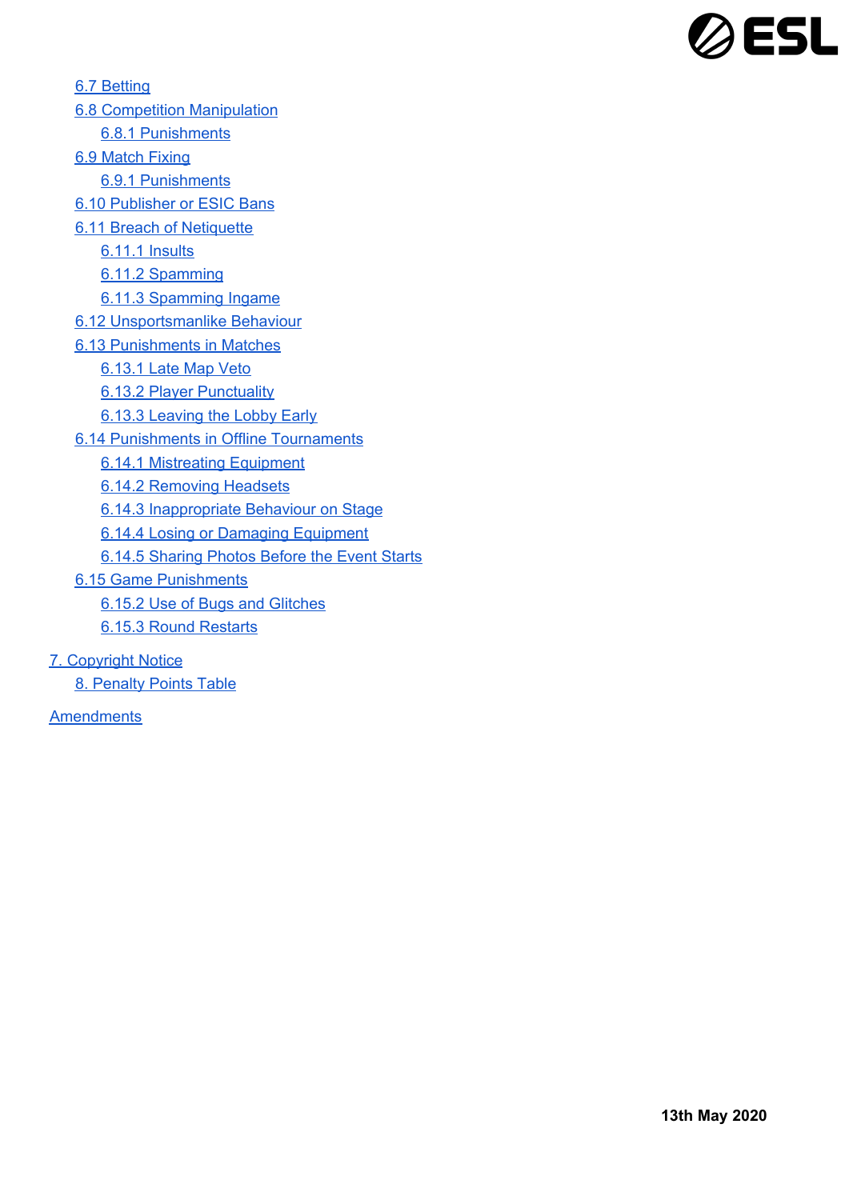- 6.7 Betting
- 6.8 Competition Manipulation
  - 6.8.1 Punishments
- 6.9 Match Fixing
  - 6.9.1 Punishments
- 6.10 Publisher or ESIC Bans
- 6.11 Breach of Netiquette
  - 6.11.1 Insults
  - 6.11.2 Spamming
  - 6.11.3 Spamming Ingame
- 6.12 Unsportsmanlike Behaviour
- 6.13 Punishments in Matches
  - 6.13.1 Late Map Veto
  - 6.13.2 Player Punctuality
  - 6.13.3 Leaving the Lobby Early
- 6.14 Punishments in Offline Tournaments
  - 6.14.1 Mistreating Equipment
  - 6.14.2 Removing Headsets
  - 6.14.3 Inappropriate Behaviour on Stage
  - 6.14.4 Losing or Damaging Equipment
  - 6.14.5 Sharing Photos Before the Event Starts
- 6.15 Game Punishments
  - 6.15.2 Use of Bugs and Glitches
  - 6.15.3 Round Restarts

7. Copyright Notice
   - 8. Penalty Points Table

Amendments

**13th May 2020**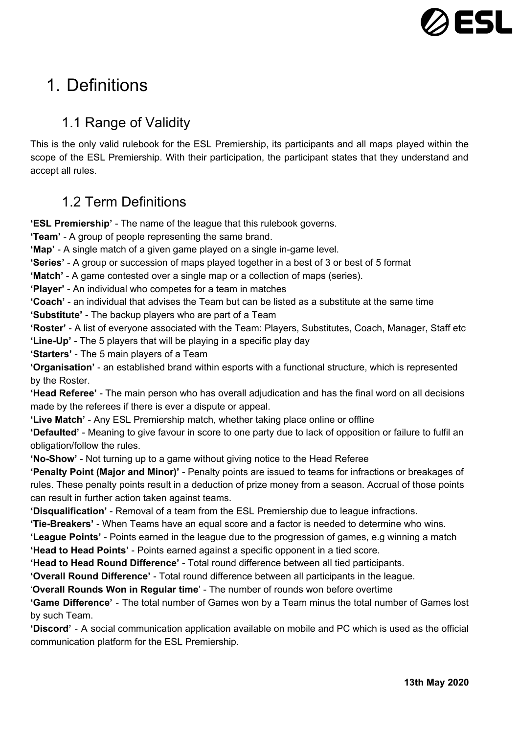# 1. Definitions

## 1.1 Range of Validity

This is the only valid rulebook for the ESL Premiership, its participants and all maps played within the scope of the ESL Premiership. With their participation, the participant states that they understand and accept all rules.

## 1.2 Term Definitions

**'ESL Premiership'** - The name of the league that this rulebook governs.
**'Team'** - A group of people representing the same brand.
**'Map'** - A single match of a given game played on a single in-game level.
**'Series'** - A group or succession of maps played together in a best of 3 or best of 5 format
**'Match'** - A game contested over a single map or a collection of maps (series).
**'Player'** - An individual who competes for a team in matches
**'Coach'** - an individual that advises the Team but can be listed as a substitute at the same time
**'Substitute'** - The backup players who are part of a Team
**'Roster'** - A list of everyone associated with the Team: Players, Substitutes, Coach, Manager, Staff etc
**'Line-Up'** - The 5 players that will be playing in a specific play day
**'Starters'** - The 5 main players of a Team
**'Organisation'** - an established brand within esports with a functional structure, which is represented by the Roster.
**'Head Referee'** - The main person who has overall adjudication and has the final word on all decisions made by the referees if there is ever a dispute or appeal.
**'Live Match'** - Any ESL Premiership match, whether taking place online or offline
**'Defaulted'** - Meaning to give favour in score to one party due to lack of opposition or failure to fulfil an obligation/follow the rules.
**'No-Show'** - Not turning up to a game without giving notice to the Head Referee
**'Penalty Point (Major and Minor)'** - Penalty points are issued to teams for infractions or breakages of rules. These penalty points result in a deduction of prize money from a season. Accrual of those points can result in further action taken against teams.
**'Disqualification'** - Removal of a team from the ESL Premiership due to league infractions.
**'Tie-Breakers'** - When Teams have an equal score and a factor is needed to determine who wins.
**'League Points'** - Points earned in the league due to the progression of games, e.g winning a match
**'Head to Head Points'** - Points earned against a specific opponent in a tied score.
**'Head to Head Round Difference'** - Total round difference between all tied participants.
**'Overall Round Difference'** - Total round difference between all participants in the league.
'**Overall Rounds Won in Regular time**' - The number of rounds won before overtime
**'Game Difference'** - The total number of Games won by a Team minus the total number of Games lost by such Team.
**'Discord'** - A social communication application available on mobile and PC which is used as the official communication platform for the ESL Premiership.

**13th May 2020**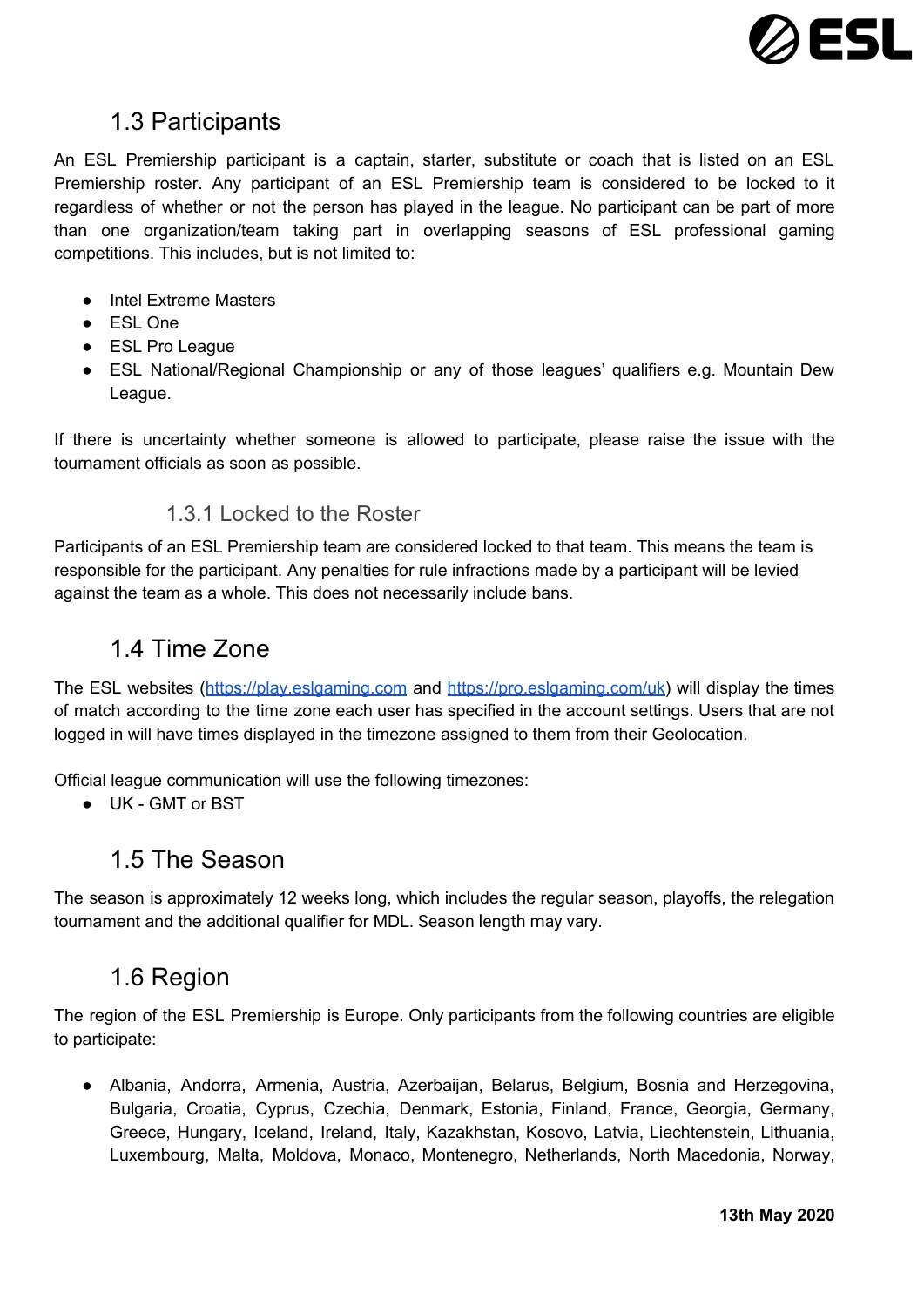## 1.3 Participants

An ESL Premiership participant is a captain, starter, substitute or coach that is listed on an ESL Premiership roster. Any participant of an ESL Premiership team is considered to be locked to it regardless of whether or not the person has played in the league. No participant can be part of more than one organization/team taking part in overlapping seasons of ESL professional gaming competitions. This includes, but is not limited to:

- Intel Extreme Masters
- ESL One
- ESL Pro League
- ESL National/Regional Championship or any of those leagues' qualifiers e.g. Mountain Dew League.

If there is uncertainty whether someone is allowed to participate, please raise the issue with the tournament officials as soon as possible.

### 1.3.1 Locked to the Roster

Participants of an ESL Premiership team are considered locked to that team. This means the team is responsible for the participant. Any penalties for rule infractions made by a participant will be levied against the team as a whole. This does not necessarily include bans.

## 1.4 Time Zone

The ESL websites (https://play.eslgaming.com and https://pro.eslgaming.com/uk) will display the times of match according to the time zone each user has specified in the account settings. Users that are not logged in will have times displayed in the timezone assigned to them from their Geolocation.

Official league communication will use the following timezones:

- UK - GMT or BST

## 1.5 The Season

The season is approximately 12 weeks long, which includes the regular season, playoffs, the relegation tournament and the additional qualifier for MDL. Season length may vary.

## 1.6 Region

The region of the ESL Premiership is Europe. Only participants from the following countries are eligible to participate:

- Albania, Andorra, Armenia, Austria, Azerbaijan, Belarus, Belgium, Bosnia and Herzegovina, Bulgaria, Croatia, Cyprus, Czechia, Denmark, Estonia, Finland, France, Georgia, Germany, Greece, Hungary, Iceland, Ireland, Italy, Kazakhstan, Kosovo, Latvia, Liechtenstein, Lithuania, Luxembourg, Malta, Moldova, Monaco, Montenegro, Netherlands, North Macedonia, Norway,

**13th May 2020**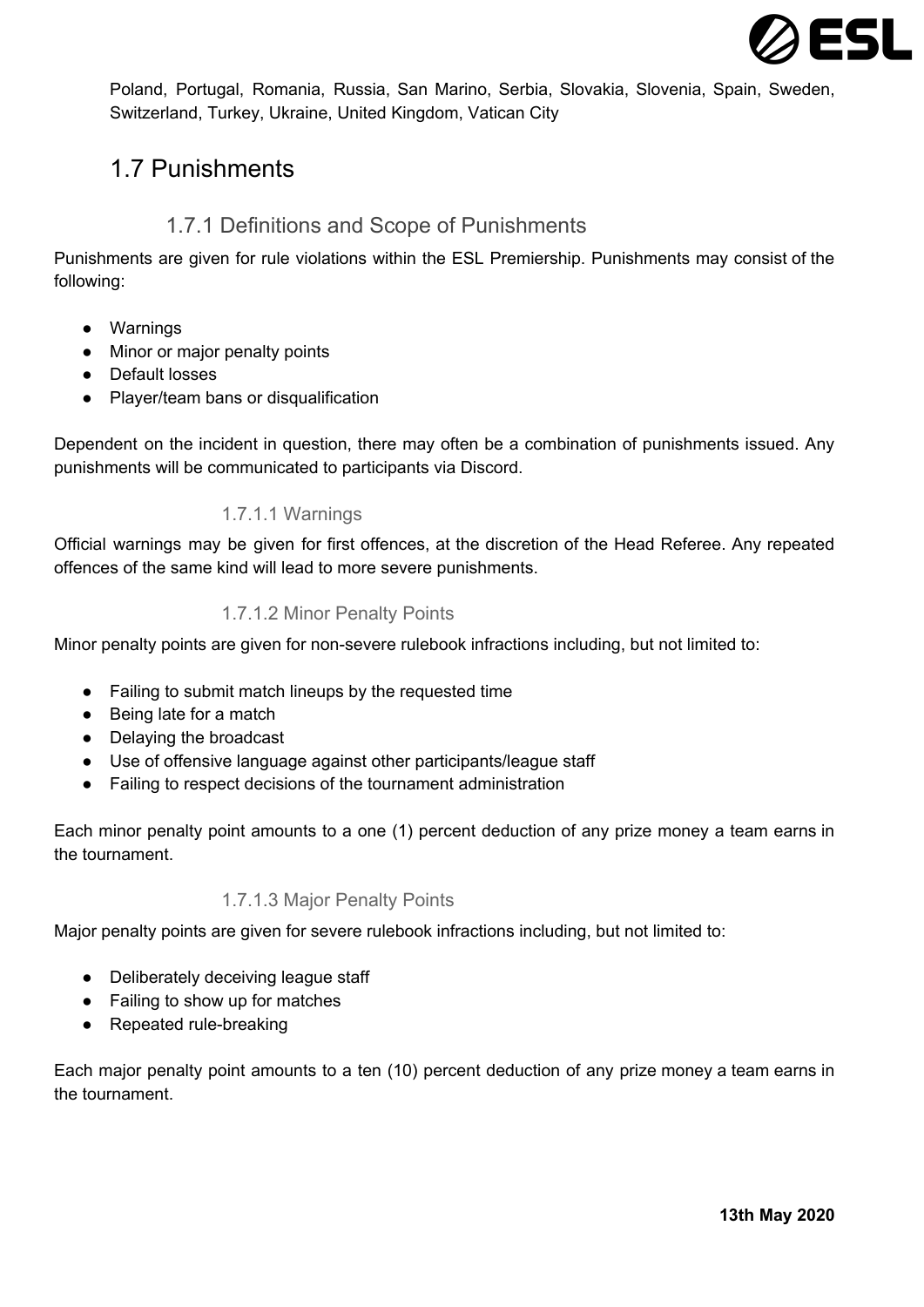Poland, Portugal, Romania, Russia, San Marino, Serbia, Slovakia, Slovenia, Spain, Sweden, Switzerland, Turkey, Ukraine, United Kingdom, Vatican City

## 1.7 Punishments

### 1.7.1 Definitions and Scope of Punishments

Punishments are given for rule violations within the ESL Premiership. Punishments may consist of the following:

- Warnings
- Minor or major penalty points
- Default losses
- Player/team bans or disqualification

Dependent on the incident in question, there may often be a combination of punishments issued. Any punishments will be communicated to participants via Discord.

#### 1.7.1.1 Warnings

Official warnings may be given for first offences, at the discretion of the Head Referee. Any repeated offences of the same kind will lead to more severe punishments.

#### 1.7.1.2 Minor Penalty Points

Minor penalty points are given for non-severe rulebook infractions including, but not limited to:

- Failing to submit match lineups by the requested time
- Being late for a match
- Delaying the broadcast
- Use of offensive language against other participants/league staff
- Failing to respect decisions of the tournament administration

Each minor penalty point amounts to a one (1) percent deduction of any prize money a team earns in the tournament.

#### 1.7.1.3 Major Penalty Points

Major penalty points are given for severe rulebook infractions including, but not limited to:

- Deliberately deceiving league staff
- Failing to show up for matches
- Repeated rule-breaking

Each major penalty point amounts to a ten (10) percent deduction of any prize money a team earns in the tournament.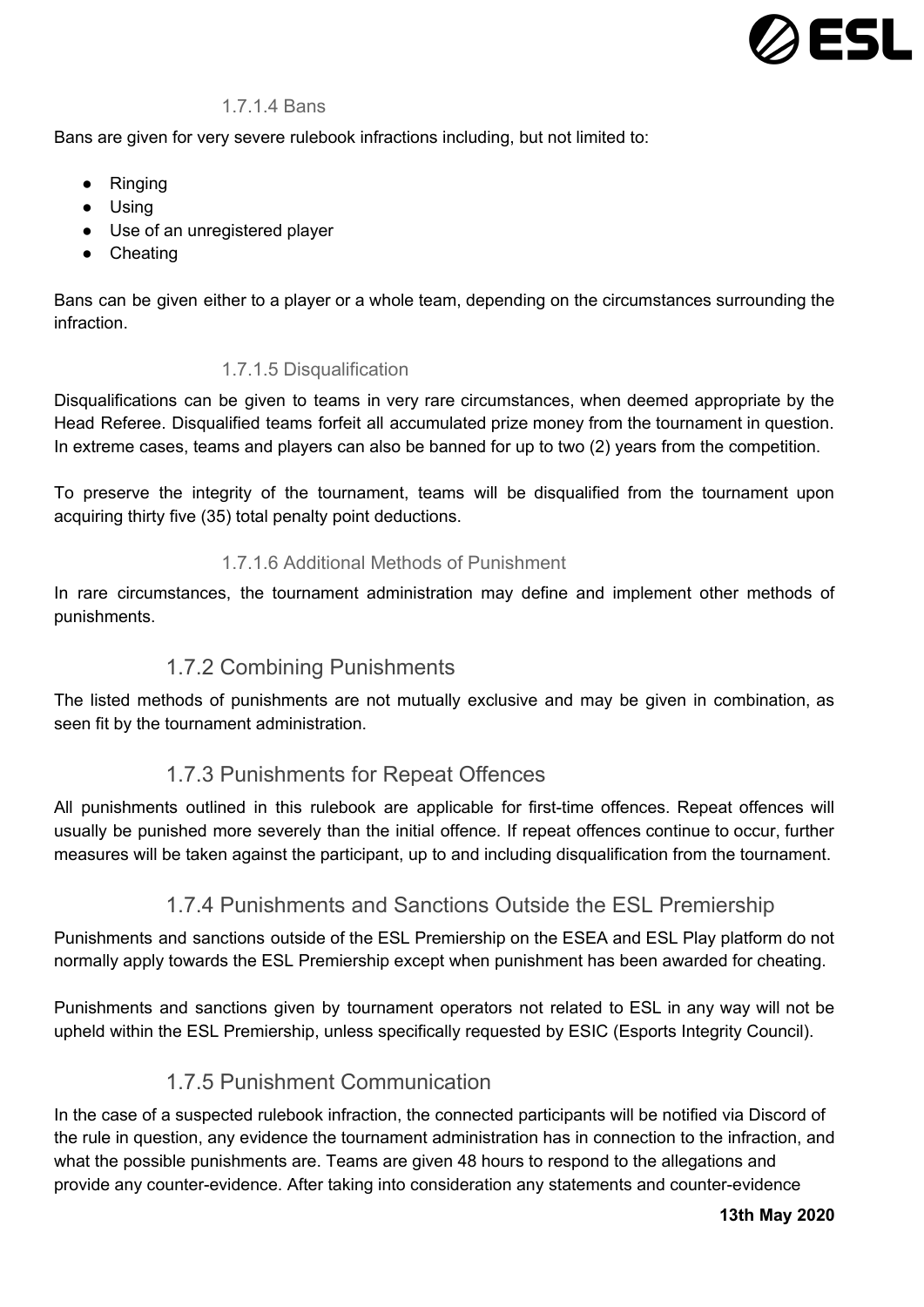#### 1.7.1.4 Bans

Bans are given for very severe rulebook infractions including, but not limited to:

- Ringing
- Using
- Use of an unregistered player
- Cheating

Bans can be given either to a player or a whole team, depending on the circumstances surrounding the infraction.

#### 1.7.1.5 Disqualification

Disqualifications can be given to teams in very rare circumstances, when deemed appropriate by the Head Referee. Disqualified teams forfeit all accumulated prize money from the tournament in question. In extreme cases, teams and players can also be banned for up to two (2) years from the competition.

To preserve the integrity of the tournament, teams will be disqualified from the tournament upon acquiring thirty five (35) total penalty point deductions.

#### 1.7.1.6 Additional Methods of Punishment

In rare circumstances, the tournament administration may define and implement other methods of punishments.

### 1.7.2 Combining Punishments

The listed methods of punishments are not mutually exclusive and may be given in combination, as seen fit by the tournament administration.

### 1.7.3 Punishments for Repeat Offences

All punishments outlined in this rulebook are applicable for first-time offences. Repeat offences will usually be punished more severely than the initial offence. If repeat offences continue to occur, further measures will be taken against the participant, up to and including disqualification from the tournament.

### 1.7.4 Punishments and Sanctions Outside the ESL Premiership

Punishments and sanctions outside of the ESL Premiership on the ESEA and ESL Play platform do not normally apply towards the ESL Premiership except when punishment has been awarded for cheating.

Punishments and sanctions given by tournament operators not related to ESL in any way will not be upheld within the ESL Premiership, unless specifically requested by ESIC (Esports Integrity Council).

### 1.7.5 Punishment Communication

In the case of a suspected rulebook infraction, the connected participants will be notified via Discord of the rule in question, any evidence the tournament administration has in connection to the infraction, and what the possible punishments are. Teams are given 48 hours to respond to the allegations and provide any counter-evidence. After taking into consideration any statements and counter-evidence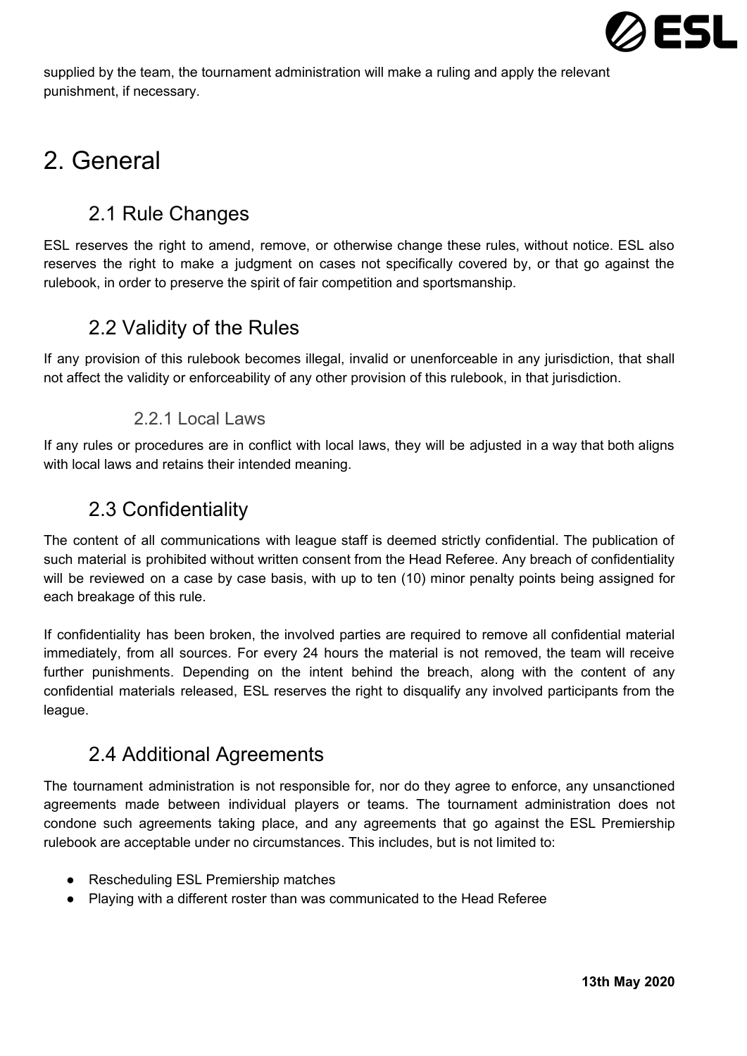supplied by the team, the tournament administration will make a ruling and apply the relevant punishment, if necessary.

# 2. General

## 2.1 Rule Changes

ESL reserves the right to amend, remove, or otherwise change these rules, without notice. ESL also reserves the right to make a judgment on cases not specifically covered by, or that go against the rulebook, in order to preserve the spirit of fair competition and sportsmanship.

## 2.2 Validity of the Rules

If any provision of this rulebook becomes illegal, invalid or unenforceable in any jurisdiction, that shall not affect the validity or enforceability of any other provision of this rulebook, in that jurisdiction.

### 2.2.1 Local Laws

If any rules or procedures are in conflict with local laws, they will be adjusted in a way that both aligns with local laws and retains their intended meaning.

## 2.3 Confidentiality

The content of all communications with league staff is deemed strictly confidential. The publication of such material is prohibited without written consent from the Head Referee. Any breach of confidentiality will be reviewed on a case by case basis, with up to ten (10) minor penalty points being assigned for each breakage of this rule.

If confidentiality has been broken, the involved parties are required to remove all confidential material immediately, from all sources. For every 24 hours the material is not removed, the team will receive further punishments. Depending on the intent behind the breach, along with the content of any confidential materials released, ESL reserves the right to disqualify any involved participants from the league.

## 2.4 Additional Agreements

The tournament administration is not responsible for, nor do they agree to enforce, any unsanctioned agreements made between individual players or teams. The tournament administration does not condone such agreements taking place, and any agreements that go against the ESL Premiership rulebook are acceptable under no circumstances. This includes, but is not limited to:

- Rescheduling ESL Premiership matches
- Playing with a different roster than was communicated to the Head Referee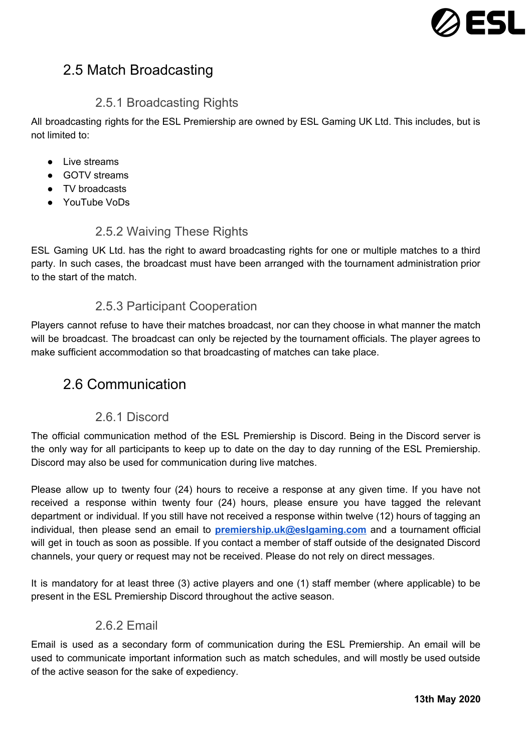## 2.5 Match Broadcasting

### 2.5.1 Broadcasting Rights

All broadcasting rights for the ESL Premiership are owned by ESL Gaming UK Ltd. This includes, but is not limited to:

- Live streams
- GOTV streams
- TV broadcasts
- YouTube VoDs

### 2.5.2 Waiving These Rights

ESL Gaming UK Ltd. has the right to award broadcasting rights for one or multiple matches to a third party. In such cases, the broadcast must have been arranged with the tournament administration prior to the start of the match.

### 2.5.3 Participant Cooperation

Players cannot refuse to have their matches broadcast, nor can they choose in what manner the match will be broadcast. The broadcast can only be rejected by the tournament officials. The player agrees to make sufficient accommodation so that broadcasting of matches can take place.

## 2.6 Communication

### 2.6.1 Discord

The official communication method of the ESL Premiership is Discord. Being in the Discord server is the only way for all participants to keep up to date on the day to day running of the ESL Premiership. Discord may also be used for communication during live matches.

Please allow up to twenty four (24) hours to receive a response at any given time. If you have not received a response within twenty four (24) hours, please ensure you have tagged the relevant department or individual. If you still have not received a response within twelve (12) hours of tagging an individual, then please send an email to **premiership.uk@eslgaming.com** and a tournament official will get in touch as soon as possible. If you contact a member of staff outside of the designated Discord channels, your query or request may not be received. Please do not rely on direct messages.

It is mandatory for at least three (3) active players and one (1) staff member (where applicable) to be present in the ESL Premiership Discord throughout the active season.

### 2.6.2 Email

Email is used as a secondary form of communication during the ESL Premiership. An email will be used to communicate important information such as match schedules, and will mostly be used outside of the active season for the sake of expediency.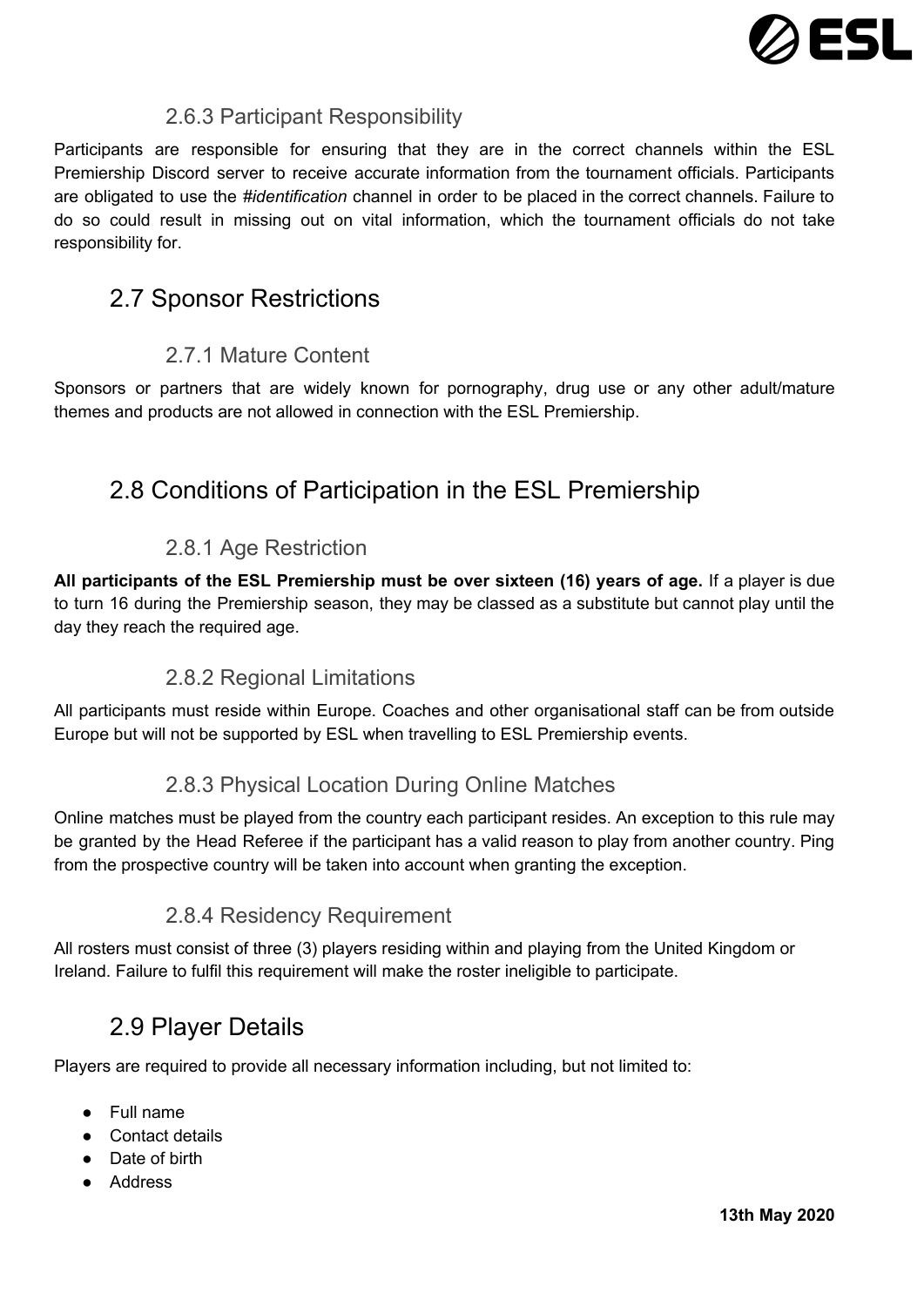### 2.6.3 Participant Responsibility

Participants are responsible for ensuring that they are in the correct channels within the ESL Premiership Discord server to receive accurate information from the tournament officials. Participants are obligated to use the *#identification* channel in order to be placed in the correct channels. Failure to do so could result in missing out on vital information, which the tournament officials do not take responsibility for.

## 2.7 Sponsor Restrictions

### 2.7.1 Mature Content

Sponsors or partners that are widely known for pornography, drug use or any other adult/mature themes and products are not allowed in connection with the ESL Premiership.

## 2.8 Conditions of Participation in the ESL Premiership

### 2.8.1 Age Restriction

**All participants of the ESL Premiership must be over sixteen (16) years of age.** If a player is due to turn 16 during the Premiership season, they may be classed as a substitute but cannot play until the day they reach the required age.

### 2.8.2 Regional Limitations

All participants must reside within Europe. Coaches and other organisational staff can be from outside Europe but will not be supported by ESL when travelling to ESL Premiership events.

### 2.8.3 Physical Location During Online Matches

Online matches must be played from the country each participant resides. An exception to this rule may be granted by the Head Referee if the participant has a valid reason to play from another country. Ping from the prospective country will be taken into account when granting the exception.

### 2.8.4 Residency Requirement

All rosters must consist of three (3) players residing within and playing from the United Kingdom or Ireland. Failure to fulfil this requirement will make the roster ineligible to participate.

## 2.9 Player Details

Players are required to provide all necessary information including, but not limited to:

- Full name
- Contact details
- Date of birth
- Address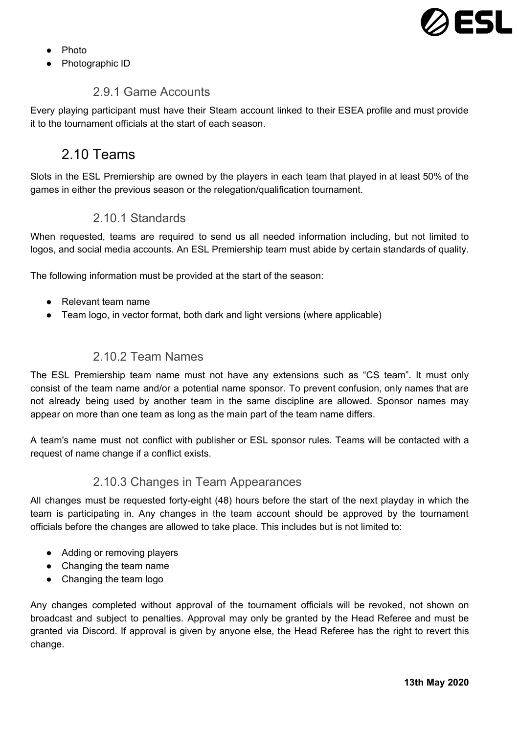- Photo
- Photographic ID

### 2.9.1 Game Accounts

Every playing participant must have their Steam account linked to their ESEA profile and must provide it to the tournament officials at the start of each season.

## 2.10 Teams

Slots in the ESL Premiership are owned by the players in each team that played in at least 50% of the games in either the previous season or the relegation/qualification tournament.

### 2.10.1 Standards

When requested, teams are required to send us all needed information including, but not limited to logos, and social media accounts. An ESL Premiership team must abide by certain standards of quality.

The following information must be provided at the start of the season:

- Relevant team name
- Team logo, in vector format, both dark and light versions (where applicable)

### 2.10.2 Team Names

The ESL Premiership team name must not have any extensions such as “CS team”. It must only consist of the team name and/or a potential name sponsor. To prevent confusion, only names that are not already being used by another team in the same discipline are allowed. Sponsor names may appear on more than one team as long as the main part of the team name differs.

A team's name must not conflict with publisher or ESL sponsor rules. Teams will be contacted with a request of name change if a conflict exists.

### 2.10.3 Changes in Team Appearances

All changes must be requested forty-eight (48) hours before the start of the next playday in which the team is participating in. Any changes in the team account should be approved by the tournament officials before the changes are allowed to take place. This includes but is not limited to:

- Adding or removing players
- Changing the team name
- Changing the team logo

Any changes completed without approval of the tournament officials will be revoked, not shown on broadcast and subject to penalties. Approval may only be granted by the Head Referee and must be granted via Discord. If approval is given by anyone else, the Head Referee has the right to revert this change.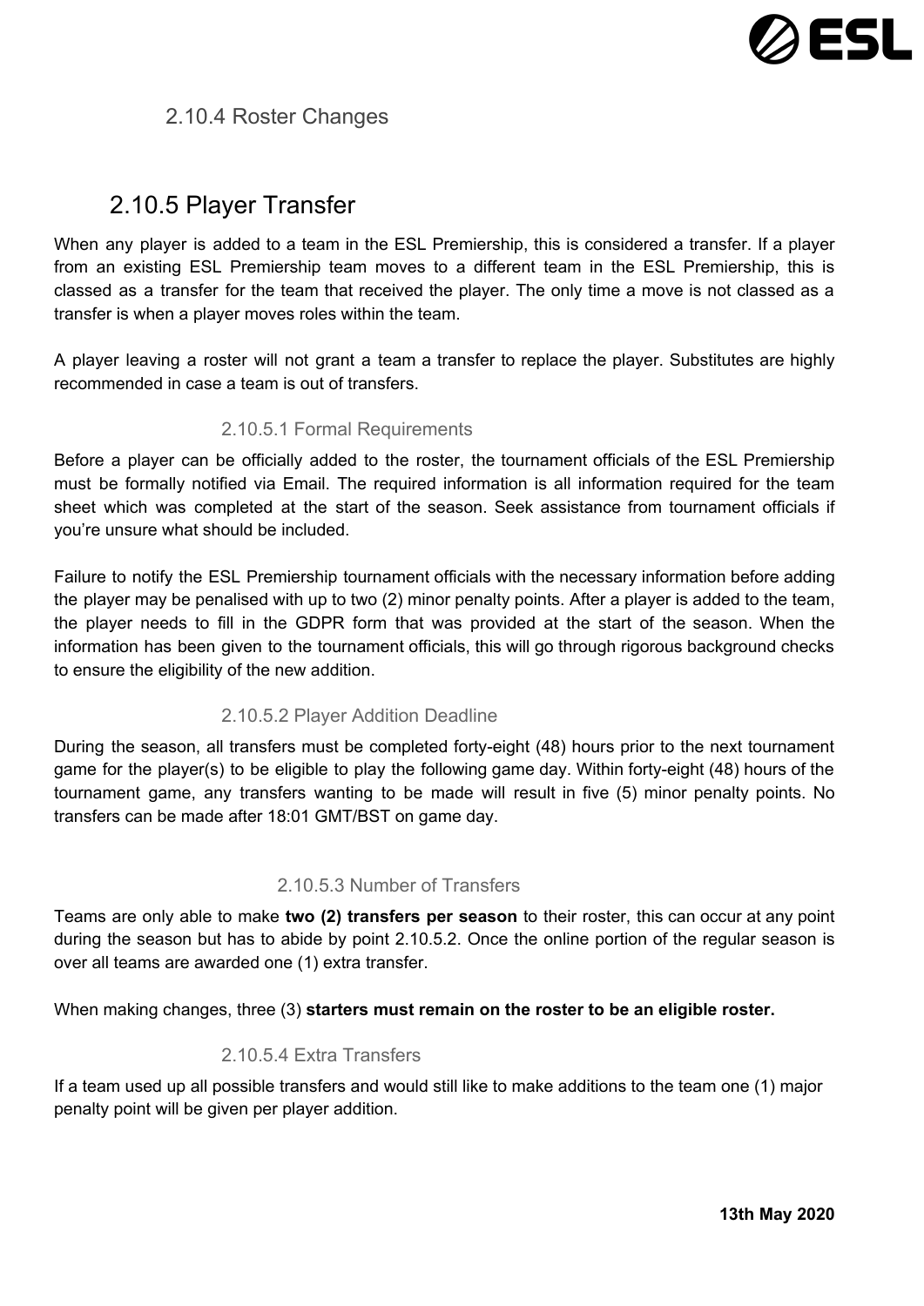### 2.10.4 Roster Changes

## 2.10.5 Player Transfer

When any player is added to a team in the ESL Premiership, this is considered a transfer. If a player from an existing ESL Premiership team moves to a different team in the ESL Premiership, this is classed as a transfer for the team that received the player. The only time a move is not classed as a transfer is when a player moves roles within the team.

A player leaving a roster will not grant a team a transfer to replace the player. Substitutes are highly recommended in case a team is out of transfers.

#### 2.10.5.1 Formal Requirements

Before a player can be officially added to the roster, the tournament officials of the ESL Premiership must be formally notified via Email. The required information is all information required for the team sheet which was completed at the start of the season. Seek assistance from tournament officials if you're unsure what should be included.

Failure to notify the ESL Premiership tournament officials with the necessary information before adding the player may be penalised with up to two (2) minor penalty points. After a player is added to the team, the player needs to fill in the GDPR form that was provided at the start of the season. When the information has been given to the tournament officials, this will go through rigorous background checks to ensure the eligibility of the new addition.

#### 2.10.5.2 Player Addition Deadline

During the season, all transfers must be completed forty-eight (48) hours prior to the next tournament game for the player(s) to be eligible to play the following game day. Within forty-eight (48) hours of the tournament game, any transfers wanting to be made will result in five (5) minor penalty points. No transfers can be made after 18:01 GMT/BST on game day.

#### 2.10.5.3 Number of Transfers

Teams are only able to make **two (2) transfers per season** to their roster, this can occur at any point during the season but has to abide by point 2.10.5.2. Once the online portion of the regular season is over all teams are awarded one (1) extra transfer.

When making changes, three (3) **starters must remain on the roster to be an eligible roster.**

#### 2.10.5.4 Extra Transfers

If a team used up all possible transfers and would still like to make additions to the team one (1) major penalty point will be given per player addition.

**13th May 2020**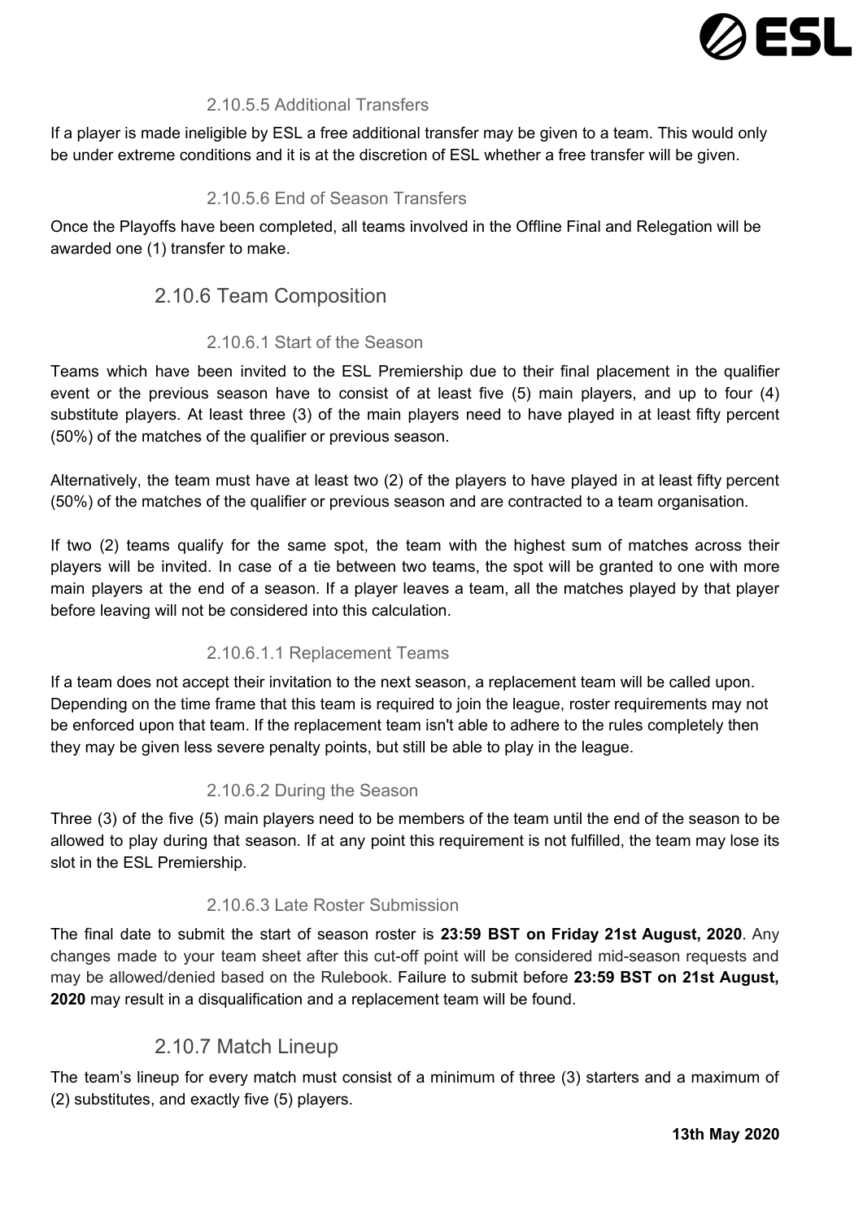#### 2.10.5.5 Additional Transfers

If a player is made ineligible by ESL a free additional transfer may be given to a team. This would only be under extreme conditions and it is at the discretion of ESL whether a free transfer will be given.

#### 2.10.5.6 End of Season Transfers

Once the Playoffs have been completed, all teams involved in the Offline Final and Relegation will be awarded one (1) transfer to make.

### 2.10.6 Team Composition

#### 2.10.6.1 Start of the Season

Teams which have been invited to the ESL Premiership due to their final placement in the qualifier event or the previous season have to consist of at least five (5) main players, and up to four (4) substitute players. At least three (3) of the main players need to have played in at least fifty percent (50%) of the matches of the qualifier or previous season.

Alternatively, the team must have at least two (2) of the players to have played in at least fifty percent (50%) of the matches of the qualifier or previous season and are contracted to a team organisation.

If two (2) teams qualify for the same spot, the team with the highest sum of matches across their players will be invited. In case of a tie between two teams, the spot will be granted to one with more main players at the end of a season. If a player leaves a team, all the matches played by that player before leaving will not be considered into this calculation.

#### 2.10.6.1.1 Replacement Teams

If a team does not accept their invitation to the next season, a replacement team will be called upon. Depending on the time frame that this team is required to join the league, roster requirements may not be enforced upon that team. If the replacement team isn't able to adhere to the rules completely then they may be given less severe penalty points, but still be able to play in the league.

#### 2.10.6.2 During the Season

Three (3) of the five (5) main players need to be members of the team until the end of the season to be allowed to play during that season. If at any point this requirement is not fulfilled, the team may lose its slot in the ESL Premiership.

#### 2.10.6.3 Late Roster Submission

The final date to submit the start of season roster is **23:59 BST on Friday 21st August, 2020**. Any changes made to your team sheet after this cut-off point will be considered mid-season requests and may be allowed/denied based on the Rulebook. Failure to submit before **23:59 BST on 21st August, 2020** may result in a disqualification and a replacement team will be found.

### 2.10.7 Match Lineup

The team's lineup for every match must consist of a minimum of three (3) starters and a maximum of (2) substitutes, and exactly five (5) players.

**13th May 2020**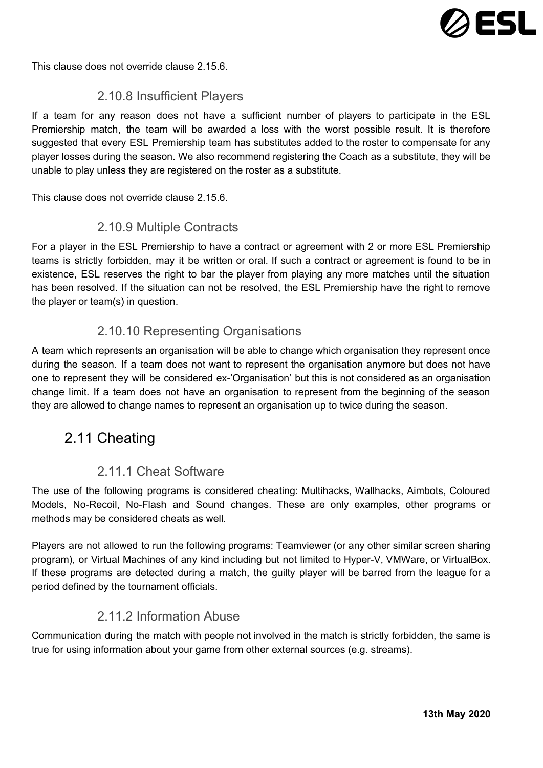This clause does not override clause 2.15.6.

### 2.10.8 Insufficient Players

If a team for any reason does not have a sufficient number of players to participate in the ESL Premiership match, the team will be awarded a loss with the worst possible result. It is therefore suggested that every ESL Premiership team has substitutes added to the roster to compensate for any player losses during the season. We also recommend registering the Coach as a substitute, they will be unable to play unless they are registered on the roster as a substitute.

This clause does not override clause 2.15.6.

### 2.10.9 Multiple Contracts

For a player in the ESL Premiership to have a contract or agreement with 2 or more ESL Premiership teams is strictly forbidden, may it be written or oral. If such a contract or agreement is found to be in existence, ESL reserves the right to bar the player from playing any more matches until the situation has been resolved. If the situation can not be resolved, the ESL Premiership have the right to remove the player or team(s) in question.

### 2.10.10 Representing Organisations

A team which represents an organisation will be able to change which organisation they represent once during the season. If a team does not want to represent the organisation anymore but does not have one to represent they will be considered ex-'Organisation' but this is not considered as an organisation change limit. If a team does not have an organisation to represent from the beginning of the season they are allowed to change names to represent an organisation up to twice during the season.

## 2.11 Cheating

### 2.11.1 Cheat Software

The use of the following programs is considered cheating: Multihacks, Wallhacks, Aimbots, Coloured Models, No-Recoil, No-Flash and Sound changes. These are only examples, other programs or methods may be considered cheats as well.

Players are not allowed to run the following programs: Teamviewer (or any other similar screen sharing program), or Virtual Machines of any kind including but not limited to Hyper-V, VMWare, or VirtualBox. If these programs are detected during a match, the guilty player will be barred from the league for a period defined by the tournament officials.

### 2.11.2 Information Abuse

Communication during the match with people not involved in the match is strictly forbidden, the same is true for using information about your game from other external sources (e.g. streams).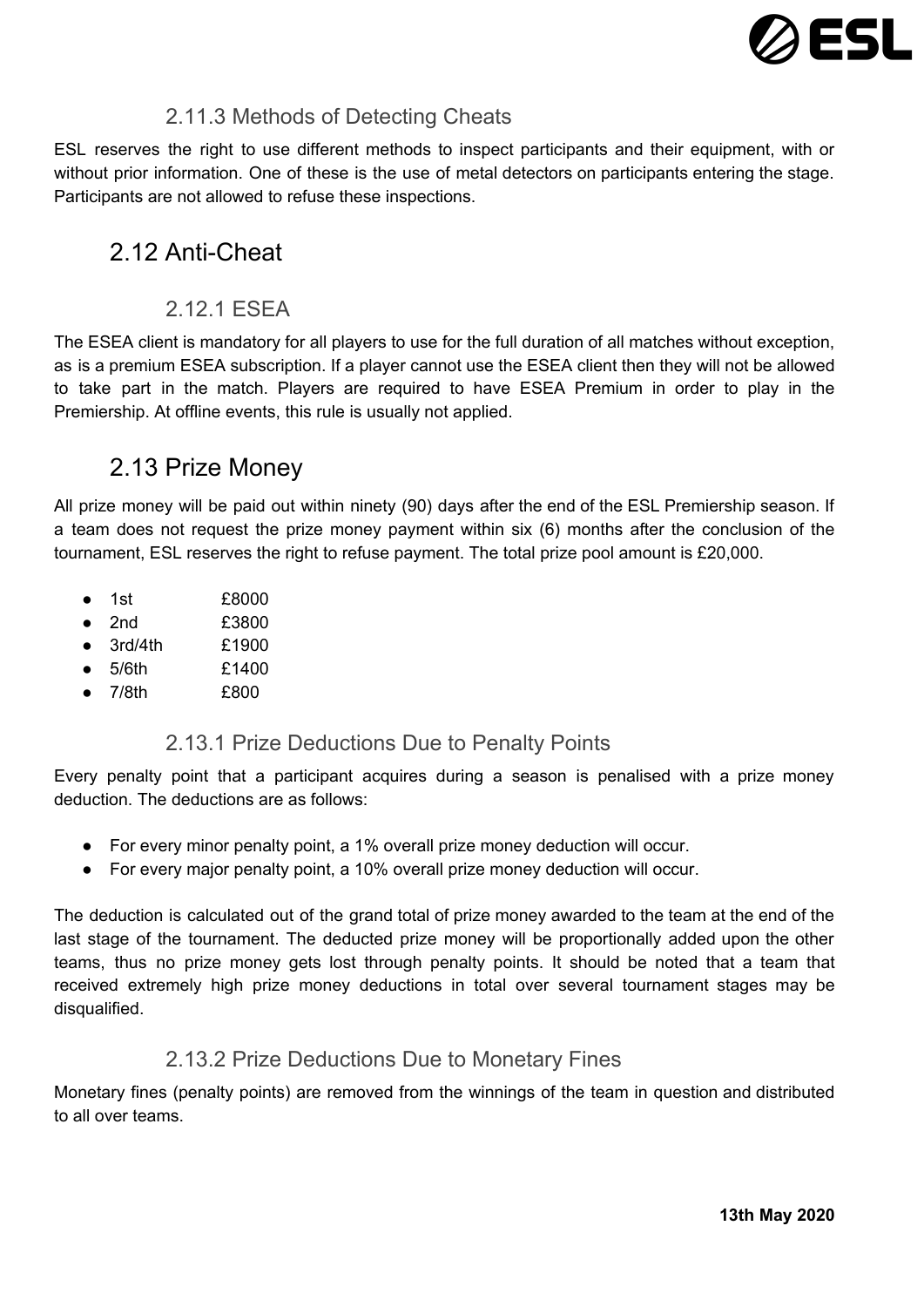### 2.11.3 Methods of Detecting Cheats

ESL reserves the right to use different methods to inspect participants and their equipment, with or without prior information. One of these is the use of metal detectors on participants entering the stage. Participants are not allowed to refuse these inspections.

## 2.12 Anti-Cheat

### 2.12.1 ESEA

The ESEA client is mandatory for all players to use for the full duration of all matches without exception, as is a premium ESEA subscription. If a player cannot use the ESEA client then they will not be allowed to take part in the match. Players are required to have ESEA Premium in order to play in the Premiership. At offline events, this rule is usually not applied.

## 2.13 Prize Money

All prize money will be paid out within ninety (90) days after the end of the ESL Premiership season. If a team does not request the prize money payment within six (6) months after the conclusion of the tournament, ESL reserves the right to refuse payment. The total prize pool amount is £20,000.

- 1st £8000
- 2nd £3800
- 3rd/4th £1900
- 5/6th £1400
- 7/8th £800

### 2.13.1 Prize Deductions Due to Penalty Points

Every penalty point that a participant acquires during a season is penalised with a prize money deduction. The deductions are as follows:

- For every minor penalty point, a 1% overall prize money deduction will occur.
- For every major penalty point, a 10% overall prize money deduction will occur.

The deduction is calculated out of the grand total of prize money awarded to the team at the end of the last stage of the tournament. The deducted prize money will be proportionally added upon the other teams, thus no prize money gets lost through penalty points. It should be noted that a team that received extremely high prize money deductions in total over several tournament stages may be disqualified.

### 2.13.2 Prize Deductions Due to Monetary Fines

Monetary fines (penalty points) are removed from the winnings of the team in question and distributed to all over teams.

**13th May 2020**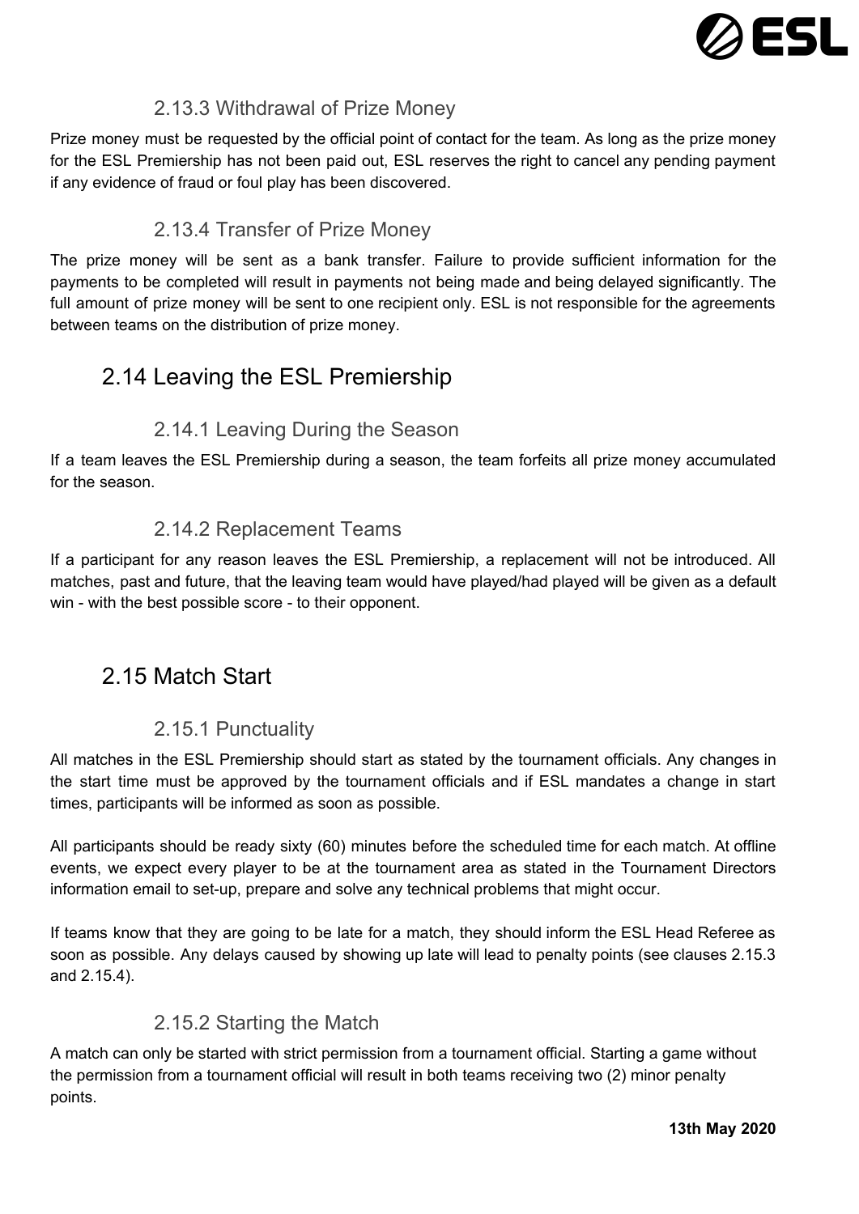### 2.13.3 Withdrawal of Prize Money

Prize money must be requested by the official point of contact for the team. As long as the prize money for the ESL Premiership has not been paid out, ESL reserves the right to cancel any pending payment if any evidence of fraud or foul play has been discovered.

### 2.13.4 Transfer of Prize Money

The prize money will be sent as a bank transfer. Failure to provide sufficient information for the payments to be completed will result in payments not being made and being delayed significantly. The full amount of prize money will be sent to one recipient only. ESL is not responsible for the agreements between teams on the distribution of prize money.

## 2.14 Leaving the ESL Premiership

### 2.14.1 Leaving During the Season

If a team leaves the ESL Premiership during a season, the team forfeits all prize money accumulated for the season.

### 2.14.2 Replacement Teams

If a participant for any reason leaves the ESL Premiership, a replacement will not be introduced. All matches, past and future, that the leaving team would have played/had played will be given as a default win - with the best possible score - to their opponent.

## 2.15 Match Start

### 2.15.1 Punctuality

All matches in the ESL Premiership should start as stated by the tournament officials. Any changes in the start time must be approved by the tournament officials and if ESL mandates a change in start times, participants will be informed as soon as possible.

All participants should be ready sixty (60) minutes before the scheduled time for each match. At offline events, we expect every player to be at the tournament area as stated in the Tournament Directors information email to set-up, prepare and solve any technical problems that might occur.

If teams know that they are going to be late for a match, they should inform the ESL Head Referee as soon as possible. Any delays caused by showing up late will lead to penalty points (see clauses 2.15.3 and 2.15.4).

### 2.15.2 Starting the Match

A match can only be started with strict permission from a tournament official. Starting a game without the permission from a tournament official will result in both teams receiving two (2) minor penalty points.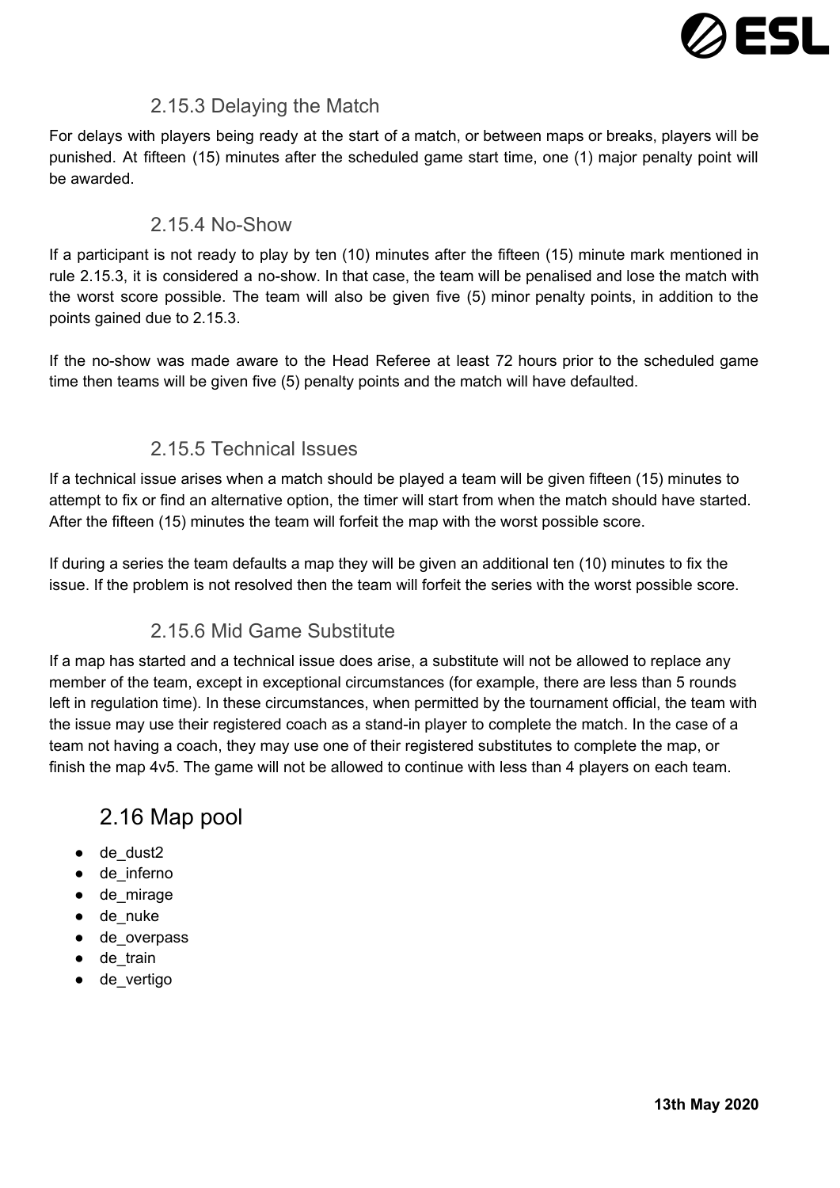#### 2.15.3 Delaying the Match

For delays with players being ready at the start of a match, or between maps or breaks, players will be punished. At fifteen (15) minutes after the scheduled game start time, one (1) major penalty point will be awarded.

#### 2.15.4 No-Show

If a participant is not ready to play by ten (10) minutes after the fifteen (15) minute mark mentioned in rule 2.15.3, it is considered a no-show. In that case, the team will be penalised and lose the match with the worst score possible. The team will also be given five (5) minor penalty points, in addition to the points gained due to 2.15.3.

If the no-show was made aware to the Head Referee at least 72 hours prior to the scheduled game time then teams will be given five (5) penalty points and the match will have defaulted.

#### 2.15.5 Technical Issues

If a technical issue arises when a match should be played a team will be given fifteen (15) minutes to attempt to fix or find an alternative option, the timer will start from when the match should have started. After the fifteen (15) minutes the team will forfeit the map with the worst possible score.

If during a series the team defaults a map they will be given an additional ten (10) minutes to fix the issue. If the problem is not resolved then the team will forfeit the series with the worst possible score.

#### 2.15.6 Mid Game Substitute

If a map has started and a technical issue does arise, a substitute will not be allowed to replace any member of the team, except in exceptional circumstances (for example, there are less than 5 rounds left in regulation time). In these circumstances, when permitted by the tournament official, the team with the issue may use their registered coach as a stand-in player to complete the match. In the case of a team not having a coach, they may use one of their registered substitutes to complete the map, or finish the map 4v5. The game will not be allowed to continue with less than 4 players on each team.

### 2.16 Map pool

- de_dust2
- de_inferno
- de_mirage
- de_nuke
- de_overpass
- de_train
- de_vertigo

**13th May 2020**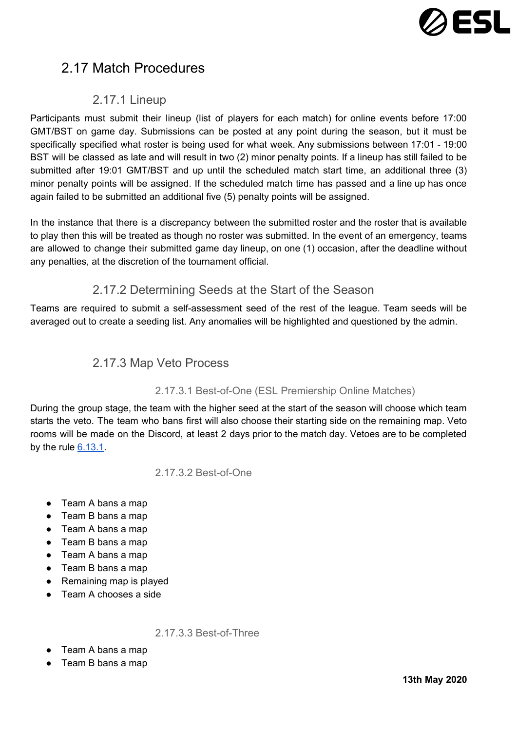## 2.17 Match Procedures

### 2.17.1 Lineup

Participants must submit their lineup (list of players for each match) for online events before 17:00 GMT/BST on game day. Submissions can be posted at any point during the season, but it must be specifically specified what roster is being used for what week. Any submissions between 17:01 - 19:00 BST will be classed as late and will result in two (2) minor penalty points. If a lineup has still failed to be submitted after 19:01 GMT/BST and up until the scheduled match start time, an additional three (3) minor penalty points will be assigned. If the scheduled match time has passed and a line up has once again failed to be submitted an additional five (5) penalty points will be assigned.

In the instance that there is a discrepancy between the submitted roster and the roster that is available to play then this will be treated as though no roster was submitted. In the event of an emergency, teams are allowed to change their submitted game day lineup, on one (1) occasion, after the deadline without any penalties, at the discretion of the tournament official.

### 2.17.2 Determining Seeds at the Start of the Season

Teams are required to submit a self-assessment seed of the rest of the league. Team seeds will be averaged out to create a seeding list. Any anomalies will be highlighted and questioned by the admin.

### 2.17.3 Map Veto Process

#### 2.17.3.1 Best-of-One (ESL Premiership Online Matches)

During the group stage, the team with the higher seed at the start of the season will choose which team starts the veto. The team who bans first will also choose their starting side on the remaining map. Veto rooms will be made on the Discord, at least 2 days prior to the match day. Vetoes are to be completed by the rule 6.13.1.

#### 2.17.3.2 Best-of-One

- Team A bans a map
- Team B bans a map
- Team A bans a map
- Team B bans a map
- Team A bans a map
- Team B bans a map
- Remaining map is played
- Team A chooses a side

#### 2.17.3.3 Best-of-Three

- Team A bans a map
- Team B bans a map

**13th May 2020**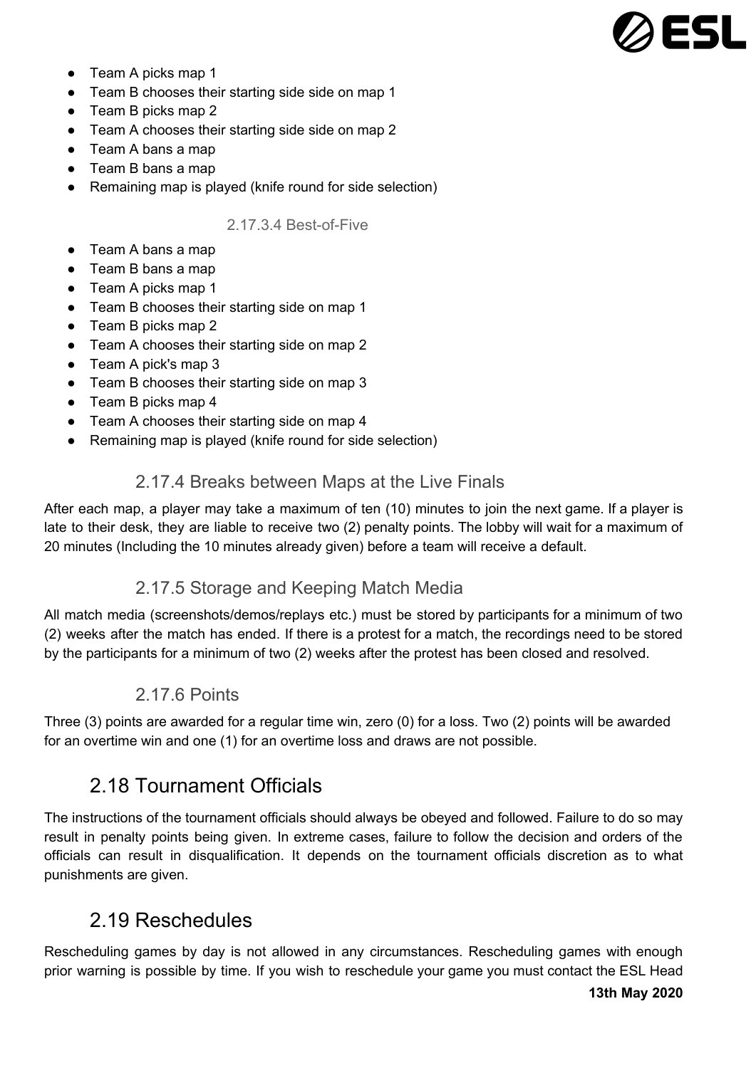- Team A picks map 1
- Team B chooses their starting side side on map 1
- Team B picks map 2
- Team A chooses their starting side side on map 2
- Team A bans a map
- Team B bans a map
- Remaining map is played (knife round for side selection)

#### 2.17.3.4 Best-of-Five

- Team A bans a map
- Team B bans a map
- Team A picks map 1
- Team B chooses their starting side on map 1
- Team B picks map 2
- Team A chooses their starting side on map 2
- Team A pick's map 3
- Team B chooses their starting side on map 3
- Team B picks map 4
- Team A chooses their starting side on map 4
- Remaining map is played (knife round for side selection)

### 2.17.4 Breaks between Maps at the Live Finals

After each map, a player may take a maximum of ten (10) minutes to join the next game. If a player is late to their desk, they are liable to receive two (2) penalty points. The lobby will wait for a maximum of 20 minutes (Including the 10 minutes already given) before a team will receive a default.

### 2.17.5 Storage and Keeping Match Media

All match media (screenshots/demos/replays etc.) must be stored by participants for a minimum of two (2) weeks after the match has ended. If there is a protest for a match, the recordings need to be stored by the participants for a minimum of two (2) weeks after the protest has been closed and resolved.

### 2.17.6 Points

Three (3) points are awarded for a regular time win, zero (0) for a loss. Two (2) points will be awarded for an overtime win and one (1) for an overtime loss and draws are not possible.

## 2.18 Tournament Officials

The instructions of the tournament officials should always be obeyed and followed. Failure to do so may result in penalty points being given. In extreme cases, failure to follow the decision and orders of the officials can result in disqualification. It depends on the tournament officials discretion as to what punishments are given.

## 2.19 Reschedules

Rescheduling games by day is not allowed in any circumstances. Rescheduling games with enough prior warning is possible by time. If you wish to reschedule your game you must contact the ESL Head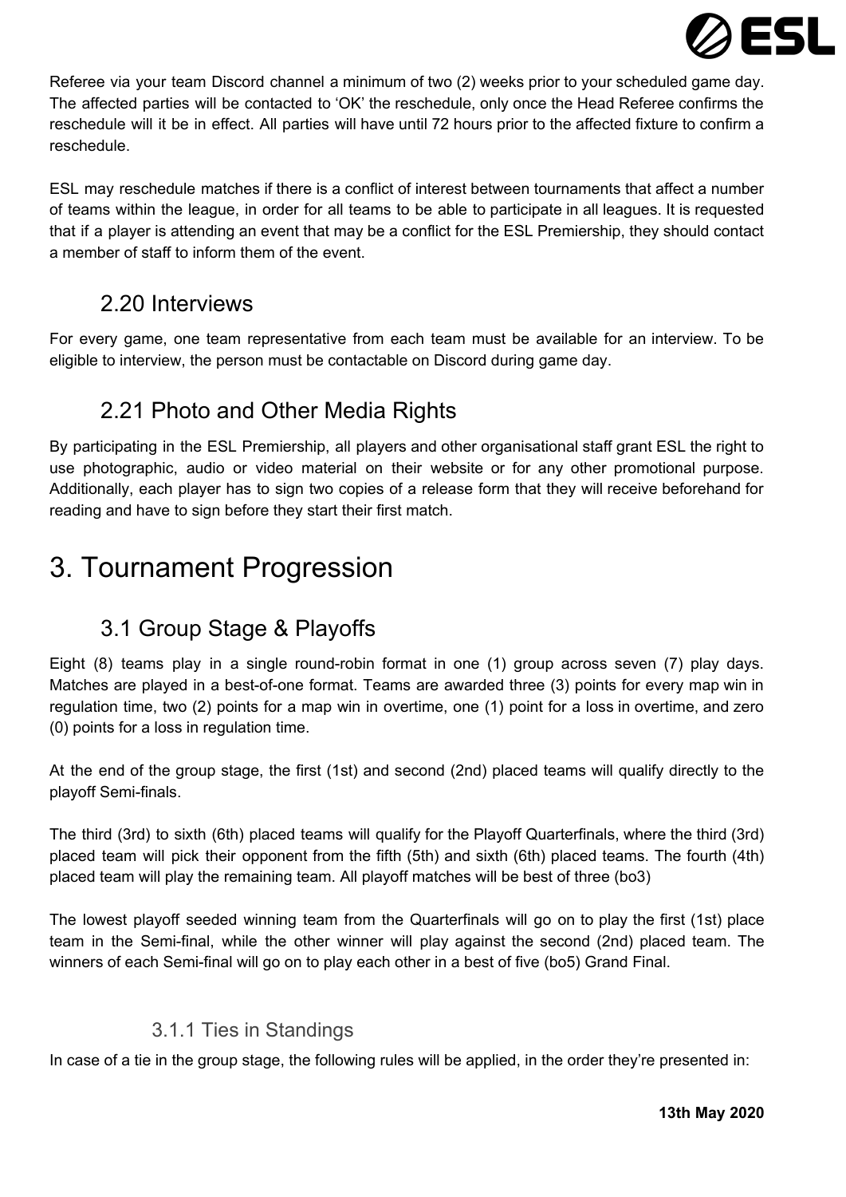Referee via your team Discord channel a minimum of two (2) weeks prior to your scheduled game day. The affected parties will be contacted to 'OK' the reschedule, only once the Head Referee confirms the reschedule will it be in effect. All parties will have until 72 hours prior to the affected fixture to confirm a reschedule.

ESL may reschedule matches if there is a conflict of interest between tournaments that affect a number of teams within the league, in order for all teams to be able to participate in all leagues. It is requested that if a player is attending an event that may be a conflict for the ESL Premiership, they should contact a member of staff to inform them of the event.

## 2.20 Interviews

For every game, one team representative from each team must be available for an interview. To be eligible to interview, the person must be contactable on Discord during game day.

## 2.21 Photo and Other Media Rights

By participating in the ESL Premiership, all players and other organisational staff grant ESL the right to use photographic, audio or video material on their website or for any other promotional purpose. Additionally, each player has to sign two copies of a release form that they will receive beforehand for reading and have to sign before they start their first match.

# 3. Tournament Progression

## 3.1 Group Stage & Playoffs

Eight (8) teams play in a single round-robin format in one (1) group across seven (7) play days. Matches are played in a best-of-one format. Teams are awarded three (3) points for every map win in regulation time, two (2) points for a map win in overtime, one (1) point for a loss in overtime, and zero (0) points for a loss in regulation time.

At the end of the group stage, the first (1st) and second (2nd) placed teams will qualify directly to the playoff Semi-finals.

The third (3rd) to sixth (6th) placed teams will qualify for the Playoff Quarterfinals, where the third (3rd) placed team will pick their opponent from the fifth (5th) and sixth (6th) placed teams. The fourth (4th) placed team will play the remaining team. All playoff matches will be best of three (bo3)

The lowest playoff seeded winning team from the Quarterfinals will go on to play the first (1st) place team in the Semi-final, while the other winner will play against the second (2nd) placed team. The winners of each Semi-final will go on to play each other in a best of five (bo5) Grand Final.

### 3.1.1 Ties in Standings

In case of a tie in the group stage, the following rules will be applied, in the order they're presented in: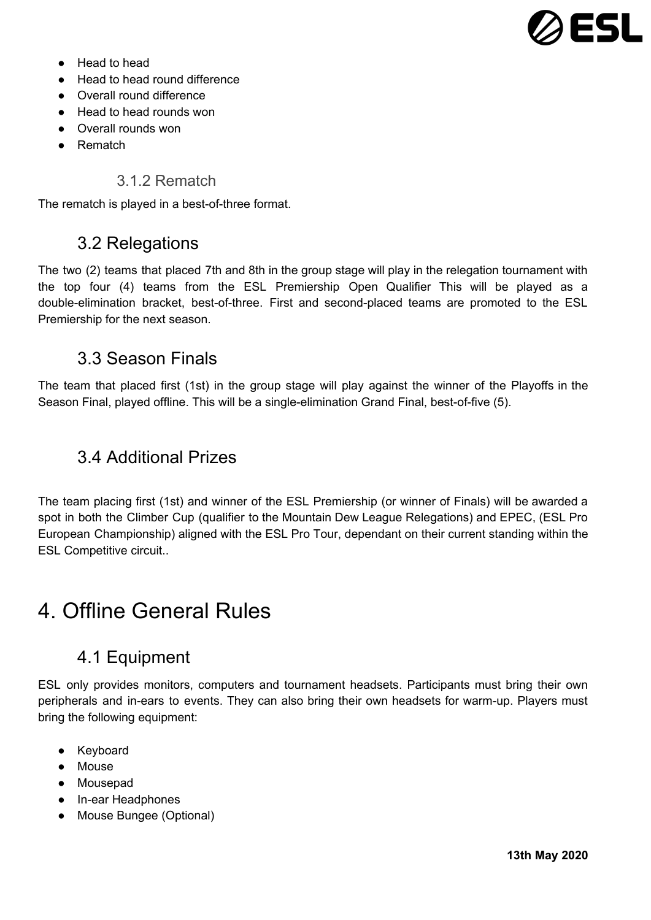- Head to head
- Head to head round difference
- Overall round difference
- Head to head rounds won
- Overall rounds won
- Rematch

#### 3.1.2 Rematch

The rematch is played in a best-of-three format.

## 3.2 Relegations

The two (2) teams that placed 7th and 8th in the group stage will play in the relegation tournament with the top four (4) teams from the ESL Premiership Open Qualifier This will be played as a double-elimination bracket, best-of-three. First and second-placed teams are promoted to the ESL Premiership for the next season.

## 3.3 Season Finals

The team that placed first (1st) in the group stage will play against the winner of the Playoffs in the Season Final, played offline. This will be a single-elimination Grand Final, best-of-five (5).

## 3.4 Additional Prizes

The team placing first (1st) and winner of the ESL Premiership (or winner of Finals) will be awarded a spot in both the Climber Cup (qualifier to the Mountain Dew League Relegations) and EPEC, (ESL Pro European Championship) aligned with the ESL Pro Tour, dependant on their current standing within the ESL Competitive circuit..

# 4. Offline General Rules

## 4.1 Equipment

ESL only provides monitors, computers and tournament headsets. Participants must bring their own peripherals and in-ears to events. They can also bring their own headsets for warm-up. Players must bring the following equipment:

- Keyboard
- Mouse
- Mousepad
- In-ear Headphones
- Mouse Bungee (Optional)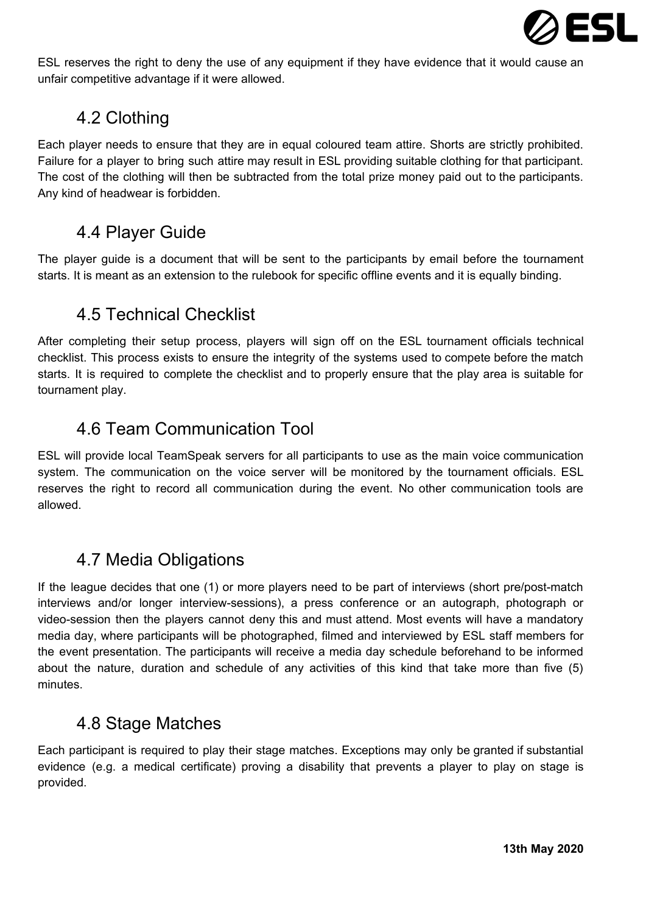ESL reserves the right to deny the use of any equipment if they have evidence that it would cause an unfair competitive advantage if it were allowed.

## 4.2 Clothing

Each player needs to ensure that they are in equal coloured team attire. Shorts are strictly prohibited. Failure for a player to bring such attire may result in ESL providing suitable clothing for that participant. The cost of the clothing will then be subtracted from the total prize money paid out to the participants. Any kind of headwear is forbidden.

## 4.4 Player Guide

The player guide is a document that will be sent to the participants by email before the tournament starts. It is meant as an extension to the rulebook for specific offline events and it is equally binding.

## 4.5 Technical Checklist

After completing their setup process, players will sign off on the ESL tournament officials technical checklist. This process exists to ensure the integrity of the systems used to compete before the match starts. It is required to complete the checklist and to properly ensure that the play area is suitable for tournament play.

## 4.6 Team Communication Tool

ESL will provide local TeamSpeak servers for all participants to use as the main voice communication system. The communication on the voice server will be monitored by the tournament officials. ESL reserves the right to record all communication during the event. No other communication tools are allowed.

## 4.7 Media Obligations

If the league decides that one (1) or more players need to be part of interviews (short pre/post-match interviews and/or longer interview-sessions), a press conference or an autograph, photograph or video-session then the players cannot deny this and must attend. Most events will have a mandatory media day, where participants will be photographed, filmed and interviewed by ESL staff members for the event presentation. The participants will receive a media day schedule beforehand to be informed about the nature, duration and schedule of any activities of this kind that take more than five (5) minutes.

## 4.8 Stage Matches

Each participant is required to play their stage matches. Exceptions may only be granted if substantial evidence (e.g. a medical certificate) proving a disability that prevents a player to play on stage is provided.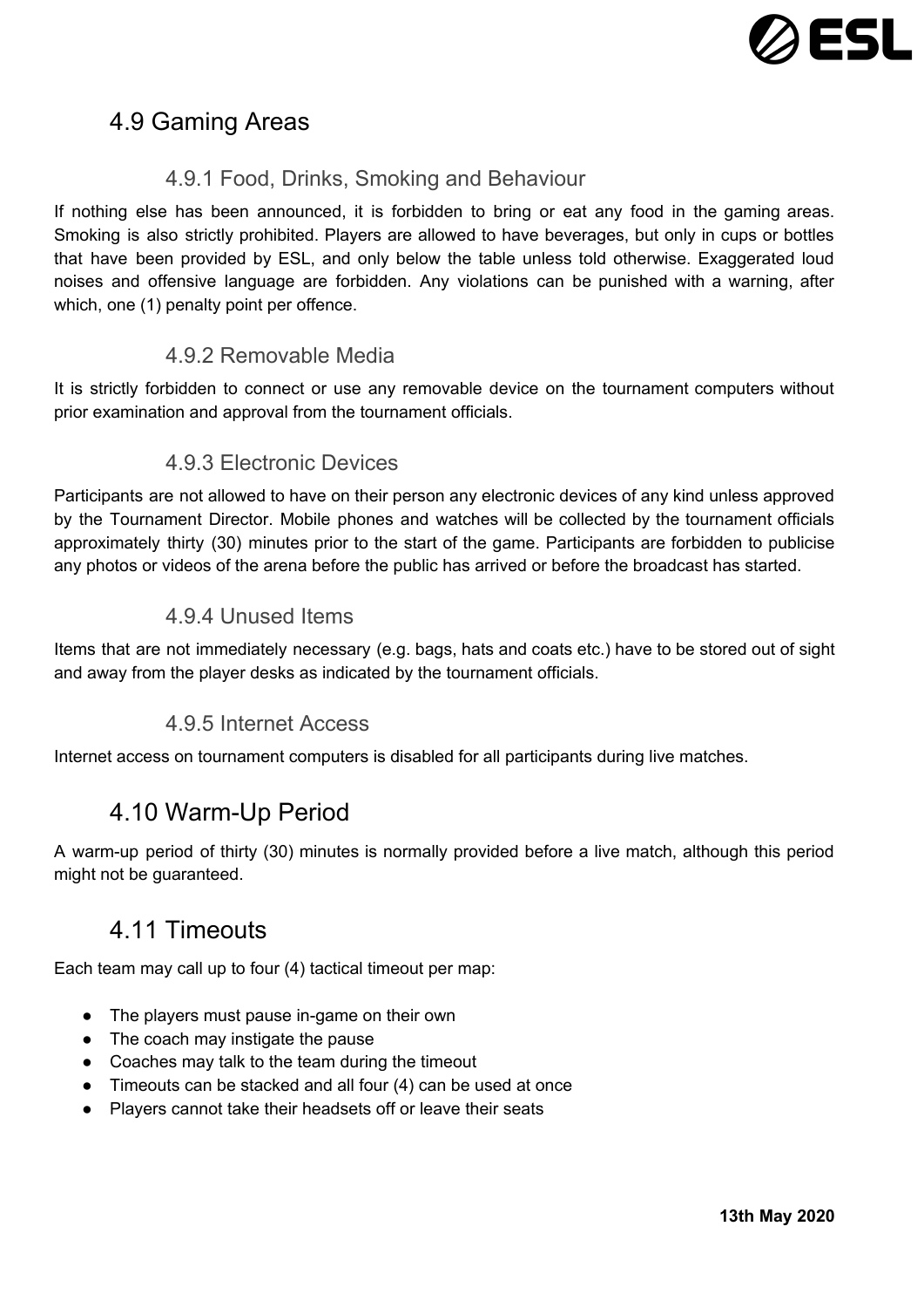## 4.9 Gaming Areas

### 4.9.1 Food, Drinks, Smoking and Behaviour

If nothing else has been announced, it is forbidden to bring or eat any food in the gaming areas. Smoking is also strictly prohibited. Players are allowed to have beverages, but only in cups or bottles that have been provided by ESL, and only below the table unless told otherwise. Exaggerated loud noises and offensive language are forbidden. Any violations can be punished with a warning, after which, one (1) penalty point per offence.

### 4.9.2 Removable Media

It is strictly forbidden to connect or use any removable device on the tournament computers without prior examination and approval from the tournament officials.

### 4.9.3 Electronic Devices

Participants are not allowed to have on their person any electronic devices of any kind unless approved by the Tournament Director. Mobile phones and watches will be collected by the tournament officials approximately thirty (30) minutes prior to the start of the game. Participants are forbidden to publicise any photos or videos of the arena before the public has arrived or before the broadcast has started.

### 4.9.4 Unused Items

Items that are not immediately necessary (e.g. bags, hats and coats etc.) have to be stored out of sight and away from the player desks as indicated by the tournament officials.

### 4.9.5 Internet Access

Internet access on tournament computers is disabled for all participants during live matches.

## 4.10 Warm-Up Period

A warm-up period of thirty (30) minutes is normally provided before a live match, although this period might not be guaranteed.

## 4.11 Timeouts

Each team may call up to four (4) tactical timeout per map:

- The players must pause in-game on their own
- The coach may instigate the pause
- Coaches may talk to the team during the timeout
- Timeouts can be stacked and all four (4) can be used at once
- Players cannot take their headsets off or leave their seats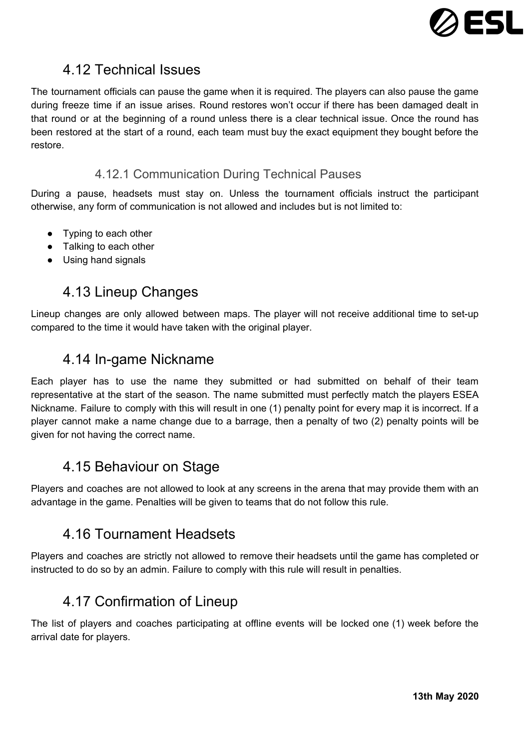## 4.12 Technical Issues

The tournament officials can pause the game when it is required. The players can also pause the game during freeze time if an issue arises. Round restores won't occur if there has been damaged dealt in that round or at the beginning of a round unless there is a clear technical issue. Once the round has been restored at the start of a round, each team must buy the exact equipment they bought before the restore.

### 4.12.1 Communication During Technical Pauses

During a pause, headsets must stay on. Unless the tournament officials instruct the participant otherwise, any form of communication is not allowed and includes but is not limited to:

- Typing to each other
- Talking to each other
- Using hand signals

## 4.13 Lineup Changes

Lineup changes are only allowed between maps. The player will not receive additional time to set-up compared to the time it would have taken with the original player.

## 4.14 In-game Nickname

Each player has to use the name they submitted or had submitted on behalf of their team representative at the start of the season. The name submitted must perfectly match the players ESEA Nickname. Failure to comply with this will result in one (1) penalty point for every map it is incorrect. If a player cannot make a name change due to a barrage, then a penalty of two (2) penalty points will be given for not having the correct name.

## 4.15 Behaviour on Stage

Players and coaches are not allowed to look at any screens in the arena that may provide them with an advantage in the game. Penalties will be given to teams that do not follow this rule.

## 4.16 Tournament Headsets

Players and coaches are strictly not allowed to remove their headsets until the game has completed or instructed to do so by an admin. Failure to comply with this rule will result in penalties.

## 4.17 Confirmation of Lineup

The list of players and coaches participating at offline events will be locked one (1) week before the arrival date for players.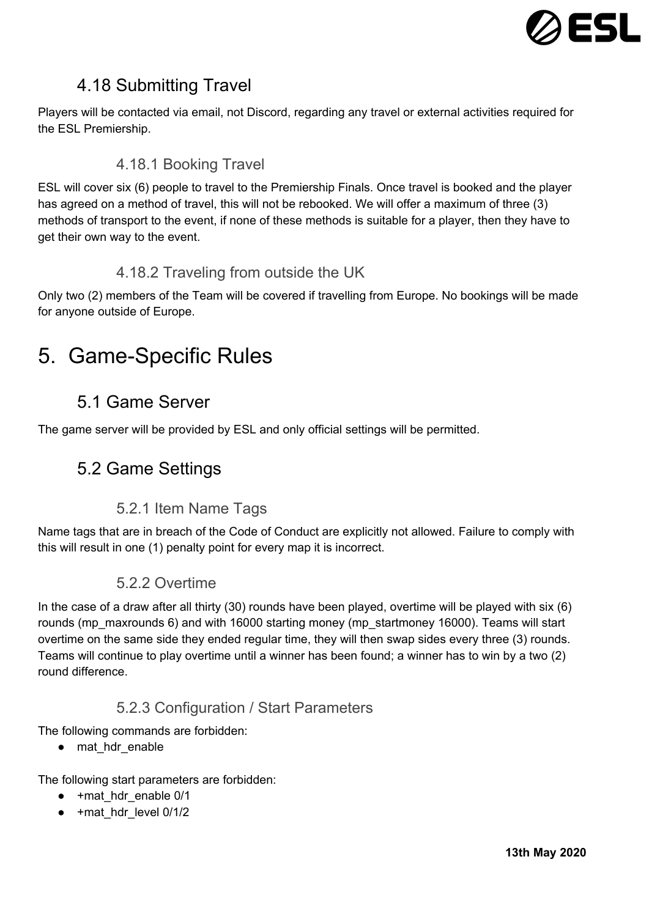## 4.18 Submitting Travel

Players will be contacted via email, not Discord, regarding any travel or external activities required for the ESL Premiership.

### 4.18.1 Booking Travel

ESL will cover six (6) people to travel to the Premiership Finals. Once travel is booked and the player has agreed on a method of travel, this will not be rebooked. We will offer a maximum of three (3) methods of transport to the event, if none of these methods is suitable for a player, then they have to get their own way to the event.

### 4.18.2 Traveling from outside the UK

Only two (2) members of the Team will be covered if travelling from Europe. No bookings will be made for anyone outside of Europe.

# 5. Game-Specific Rules

## 5.1 Game Server

The game server will be provided by ESL and only official settings will be permitted.

## 5.2 Game Settings

### 5.2.1 Item Name Tags

Name tags that are in breach of the Code of Conduct are explicitly not allowed. Failure to comply with this will result in one (1) penalty point for every map it is incorrect.

### 5.2.2 Overtime

In the case of a draw after all thirty (30) rounds have been played, overtime will be played with six (6) rounds (mp_maxrounds 6) and with 16000 starting money (mp_startmoney 16000). Teams will start overtime on the same side they ended regular time, they will then swap sides every three (3) rounds. Teams will continue to play overtime until a winner has been found; a winner has to win by a two (2) round difference.

### 5.2.3 Configuration / Start Parameters

The following commands are forbidden:

- mat_hdr_enable

The following start parameters are forbidden:

- +mat_hdr_enable 0/1
- +mat_hdr_level 0/1/2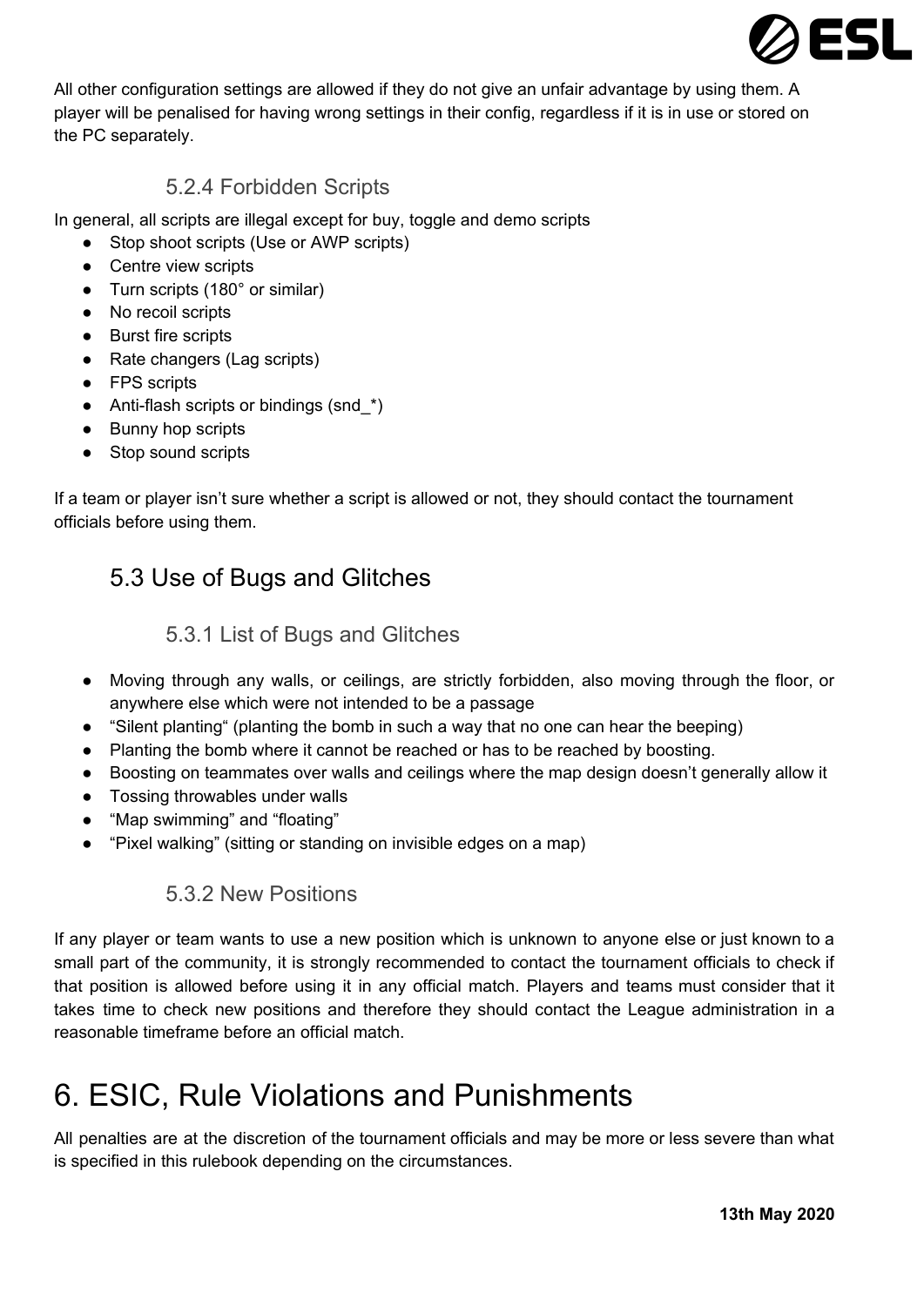All other configuration settings are allowed if they do not give an unfair advantage by using them. A player will be penalised for having wrong settings in their config, regardless if it is in use or stored on the PC separately.

### 5.2.4 Forbidden Scripts

In general, all scripts are illegal except for buy, toggle and demo scripts

- Stop shoot scripts (Use or AWP scripts)
- Centre view scripts
- Turn scripts (180° or similar)
- No recoil scripts
- Burst fire scripts
- Rate changers (Lag scripts)
- FPS scripts
- Anti-flash scripts or bindings (snd_*)
- Bunny hop scripts
- Stop sound scripts

If a team or player isn't sure whether a script is allowed or not, they should contact the tournament officials before using them.

## 5.3 Use of Bugs and Glitches

### 5.3.1 List of Bugs and Glitches

- Moving through any walls, or ceilings, are strictly forbidden, also moving through the floor, or anywhere else which were not intended to be a passage
- "Silent planting" (planting the bomb in such a way that no one can hear the beeping)
- Planting the bomb where it cannot be reached or has to be reached by boosting.
- Boosting on teammates over walls and ceilings where the map design doesn't generally allow it
- Tossing throwables under walls
- "Map swimming" and "floating"
- "Pixel walking" (sitting or standing on invisible edges on a map)

### 5.3.2 New Positions

If any player or team wants to use a new position which is unknown to anyone else or just known to a small part of the community, it is strongly recommended to contact the tournament officials to check if that position is allowed before using it in any official match. Players and teams must consider that it takes time to check new positions and therefore they should contact the League administration in a reasonable timeframe before an official match.

# 6. ESIC, Rule Violations and Punishments

All penalties are at the discretion of the tournament officials and may be more or less severe than what is specified in this rulebook depending on the circumstances.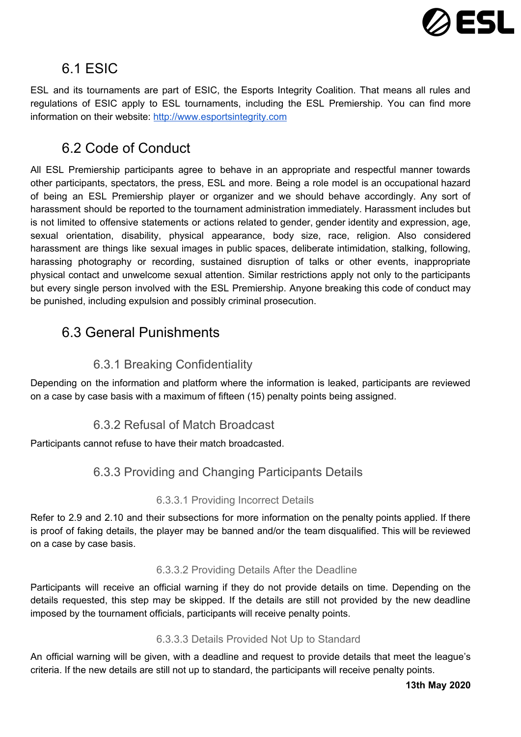## 6.1 ESIC

ESL and its tournaments are part of ESIC, the Esports Integrity Coalition. That means all rules and regulations of ESIC apply to ESL tournaments, including the ESL Premiership. You can find more information on their website: http://www.esportsintegrity.com

## 6.2 Code of Conduct

All ESL Premiership participants agree to behave in an appropriate and respectful manner towards other participants, spectators, the press, ESL and more. Being a role model is an occupational hazard of being an ESL Premiership player or organizer and we should behave accordingly. Any sort of harassment should be reported to the tournament administration immediately. Harassment includes but is not limited to offensive statements or actions related to gender, gender identity and expression, age, sexual orientation, disability, physical appearance, body size, race, religion. Also considered harassment are things like sexual images in public spaces, deliberate intimidation, stalking, following, harassing photography or recording, sustained disruption of talks or other events, inappropriate physical contact and unwelcome sexual attention. Similar restrictions apply not only to the participants but every single person involved with the ESL Premiership. Anyone breaking this code of conduct may be punished, including expulsion and possibly criminal prosecution.

## 6.3 General Punishments

### 6.3.1 Breaking Confidentiality

Depending on the information and platform where the information is leaked, participants are reviewed on a case by case basis with a maximum of fifteen (15) penalty points being assigned.

### 6.3.2 Refusal of Match Broadcast

Participants cannot refuse to have their match broadcasted.

### 6.3.3 Providing and Changing Participants Details

#### 6.3.3.1 Providing Incorrect Details

Refer to 2.9 and 2.10 and their subsections for more information on the penalty points applied. If there is proof of faking details, the player may be banned and/or the team disqualified. This will be reviewed on a case by case basis.

#### 6.3.3.2 Providing Details After the Deadline

Participants will receive an official warning if they do not provide details on time. Depending on the details requested, this step may be skipped. If the details are still not provided by the new deadline imposed by the tournament officials, participants will receive penalty points.

#### 6.3.3.3 Details Provided Not Up to Standard

An official warning will be given, with a deadline and request to provide details that meet the league's criteria. If the new details are still not up to standard, the participants will receive penalty points.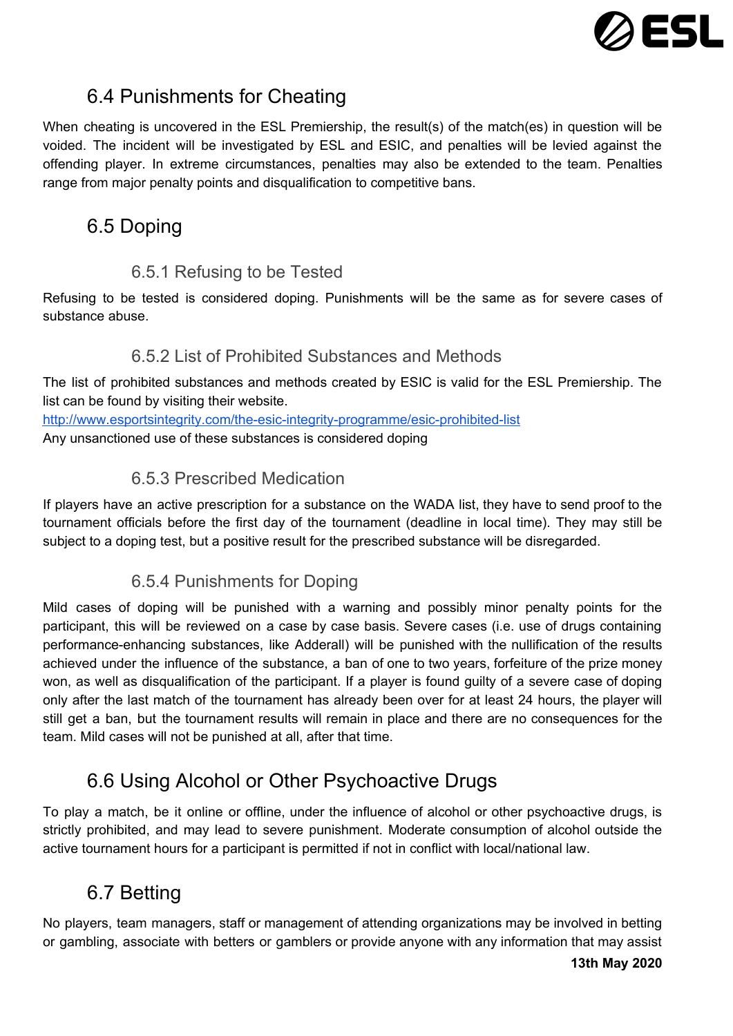## 6.4 Punishments for Cheating

When cheating is uncovered in the ESL Premiership, the result(s) of the match(es) in question will be voided. The incident will be investigated by ESL and ESIC, and penalties will be levied against the offending player. In extreme circumstances, penalties may also be extended to the team. Penalties range from major penalty points and disqualification to competitive bans.

## 6.5 Doping

### 6.5.1 Refusing to be Tested

Refusing to be tested is considered doping. Punishments will be the same as for severe cases of substance abuse.

### 6.5.2 List of Prohibited Substances and Methods

The list of prohibited substances and methods created by ESIC is valid for the ESL Premiership. The list can be found by visiting their website.
http://www.esportsintegrity.com/the-esic-integrity-programme/esic-prohibited-list
Any unsanctioned use of these substances is considered doping

### 6.5.3 Prescribed Medication

If players have an active prescription for a substance on the WADA list, they have to send proof to the tournament officials before the first day of the tournament (deadline in local time). They may still be subject to a doping test, but a positive result for the prescribed substance will be disregarded.

### 6.5.4 Punishments for Doping

Mild cases of doping will be punished with a warning and possibly minor penalty points for the participant, this will be reviewed on a case by case basis. Severe cases (i.e. use of drugs containing performance-enhancing substances, like Adderall) will be punished with the nullification of the results achieved under the influence of the substance, a ban of one to two years, forfeiture of the prize money won, as well as disqualification of the participant. If a player is found guilty of a severe case of doping only after the last match of the tournament has already been over for at least 24 hours, the player will still get a ban, but the tournament results will remain in place and there are no consequences for the team. Mild cases will not be punished at all, after that time.

## 6.6 Using Alcohol or Other Psychoactive Drugs

To play a match, be it online or offline, under the influence of alcohol or other psychoactive drugs, is strictly prohibited, and may lead to severe punishment. Moderate consumption of alcohol outside the active tournament hours for a participant is permitted if not in conflict with local/national law.

## 6.7 Betting

No players, team managers, staff or management of attending organizations may be involved in betting or gambling, associate with betters or gamblers or provide anyone with any information that may assist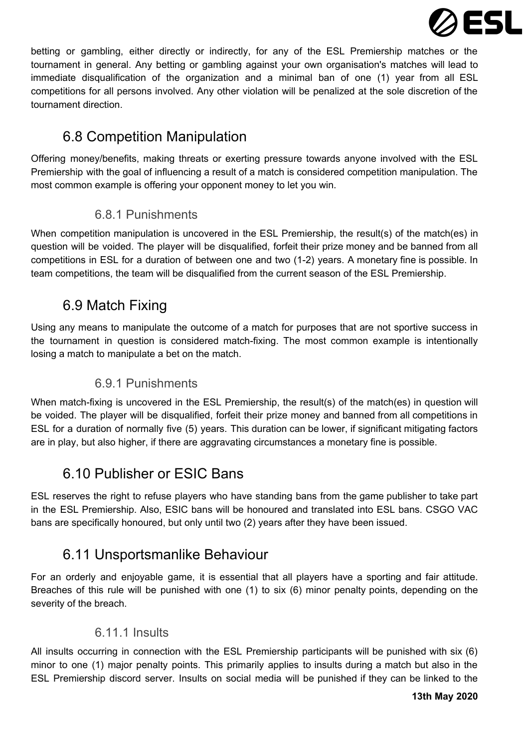betting or gambling, either directly or indirectly, for any of the ESL Premiership matches or the tournament in general. Any betting or gambling against your own organisation's matches will lead to immediate disqualification of the organization and a minimal ban of one (1) year from all ESL competitions for all persons involved. Any other violation will be penalized at the sole discretion of the tournament direction.

## 6.8 Competition Manipulation

Offering money/benefits, making threats or exerting pressure towards anyone involved with the ESL Premiership with the goal of influencing a result of a match is considered competition manipulation. The most common example is offering your opponent money to let you win.

### 6.8.1 Punishments

When competition manipulation is uncovered in the ESL Premiership, the result(s) of the match(es) in question will be voided. The player will be disqualified, forfeit their prize money and be banned from all competitions in ESL for a duration of between one and two (1-2) years. A monetary fine is possible. In team competitions, the team will be disqualified from the current season of the ESL Premiership.

## 6.9 Match Fixing

Using any means to manipulate the outcome of a match for purposes that are not sportive success in the tournament in question is considered match-fixing. The most common example is intentionally losing a match to manipulate a bet on the match.

### 6.9.1 Punishments

When match-fixing is uncovered in the ESL Premiership, the result(s) of the match(es) in question will be voided. The player will be disqualified, forfeit their prize money and banned from all competitions in ESL for a duration of normally five (5) years. This duration can be lower, if significant mitigating factors are in play, but also higher, if there are aggravating circumstances a monetary fine is possible.

## 6.10 Publisher or ESIC Bans

ESL reserves the right to refuse players who have standing bans from the game publisher to take part in the ESL Premiership. Also, ESIC bans will be honoured and translated into ESL bans. CSGO VAC bans are specifically honoured, but only until two (2) years after they have been issued.

## 6.11 Unsportsmanlike Behaviour

For an orderly and enjoyable game, it is essential that all players have a sporting and fair attitude. Breaches of this rule will be punished with one (1) to six (6) minor penalty points, depending on the severity of the breach.

### 6.11.1 Insults

All insults occurring in connection with the ESL Premiership participants will be punished with six (6) minor to one (1) major penalty points. This primarily applies to insults during a match but also in the ESL Premiership discord server. Insults on social media will be punished if they can be linked to the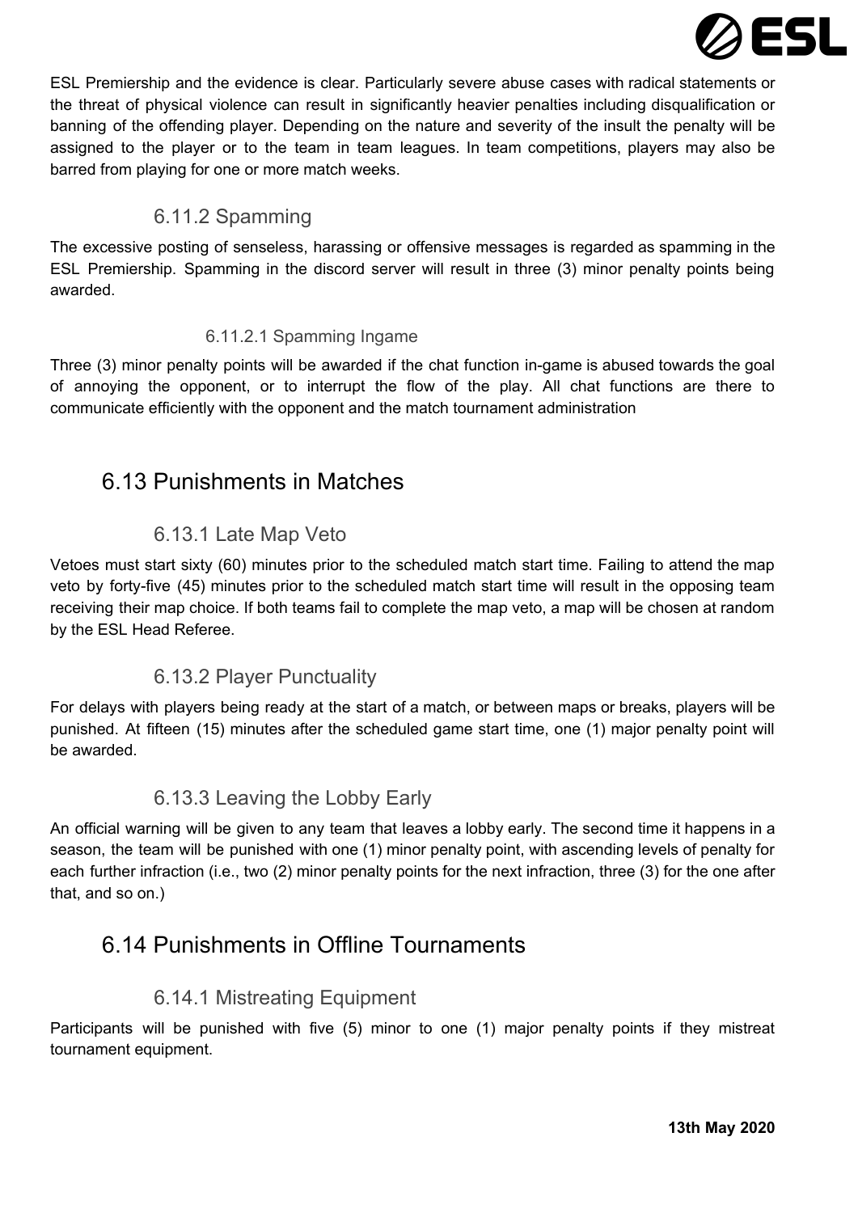ESL Premiership and the evidence is clear. Particularly severe abuse cases with radical statements or the threat of physical violence can result in significantly heavier penalties including disqualification or banning of the offending player. Depending on the nature and severity of the insult the penalty will be assigned to the player or to the team in team leagues. In team competitions, players may also be barred from playing for one or more match weeks.

### 6.11.2 Spamming

The excessive posting of senseless, harassing or offensive messages is regarded as spamming in the ESL Premiership. Spamming in the discord server will result in three (3) minor penalty points being awarded.

#### 6.11.2.1 Spamming Ingame

Three (3) minor penalty points will be awarded if the chat function in-game is abused towards the goal of annoying the opponent, or to interrupt the flow of the play. All chat functions are there to communicate efficiently with the opponent and the match tournament administration

## 6.13 Punishments in Matches

### 6.13.1 Late Map Veto

Vetoes must start sixty (60) minutes prior to the scheduled match start time. Failing to attend the map veto by forty-five (45) minutes prior to the scheduled match start time will result in the opposing team receiving their map choice. If both teams fail to complete the map veto, a map will be chosen at random by the ESL Head Referee.

### 6.13.2 Player Punctuality

For delays with players being ready at the start of a match, or between maps or breaks, players will be punished. At fifteen (15) minutes after the scheduled game start time, one (1) major penalty point will be awarded.

### 6.13.3 Leaving the Lobby Early

An official warning will be given to any team that leaves a lobby early. The second time it happens in a season, the team will be punished with one (1) minor penalty point, with ascending levels of penalty for each further infraction (i.e., two (2) minor penalty points for the next infraction, three (3) for the one after that, and so on.)

## 6.14 Punishments in Offline Tournaments

### 6.14.1 Mistreating Equipment

Participants will be punished with five (5) minor to one (1) major penalty points if they mistreat tournament equipment.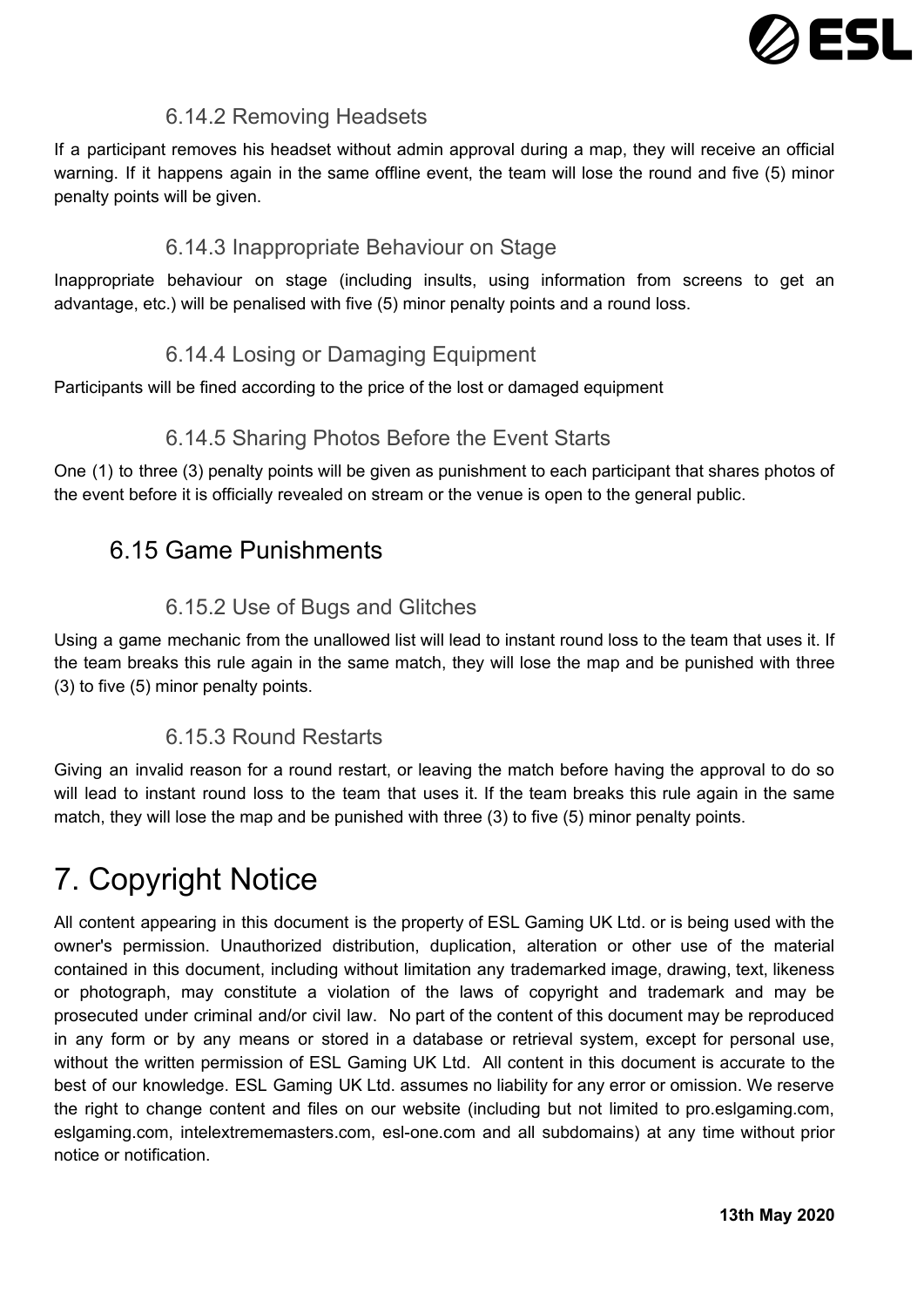#### 6.14.2 Removing Headsets

If a participant removes his headset without admin approval during a map, they will receive an official warning. If it happens again in the same offline event, the team will lose the round and five (5) minor penalty points will be given.

#### 6.14.3 Inappropriate Behaviour on Stage

Inappropriate behaviour on stage (including insults, using information from screens to get an advantage, etc.) will be penalised with five (5) minor penalty points and a round loss.

#### 6.14.4 Losing or Damaging Equipment

Participants will be fined according to the price of the lost or damaged equipment

#### 6.14.5 Sharing Photos Before the Event Starts

One (1) to three (3) penalty points will be given as punishment to each participant that shares photos of the event before it is officially revealed on stream or the venue is open to the general public.

## 6.15 Game Punishments

#### 6.15.2 Use of Bugs and Glitches

Using a game mechanic from the unallowed list will lead to instant round loss to the team that uses it. If the team breaks this rule again in the same match, they will lose the map and be punished with three (3) to five (5) minor penalty points.

#### 6.15.3 Round Restarts

Giving an invalid reason for a round restart, or leaving the match before having the approval to do so will lead to instant round loss to the team that uses it. If the team breaks this rule again in the same match, they will lose the map and be punished with three (3) to five (5) minor penalty points.

# 7. Copyright Notice

All content appearing in this document is the property of ESL Gaming UK Ltd. or is being used with the owner's permission. Unauthorized distribution, duplication, alteration or other use of the material contained in this document, including without limitation any trademarked image, drawing, text, likeness or photograph, may constitute a violation of the laws of copyright and trademark and may be prosecuted under criminal and/or civil law. No part of the content of this document may be reproduced in any form or by any means or stored in a database or retrieval system, except for personal use, without the written permission of ESL Gaming UK Ltd. All content in this document is accurate to the best of our knowledge. ESL Gaming UK Ltd. assumes no liability for any error or omission. We reserve the right to change content and files on our website (including but not limited to pro.eslgaming.com, eslgaming.com, intelextrememasters.com, esl-one.com and all subdomains) at any time without prior notice or notification.

**13th May 2020**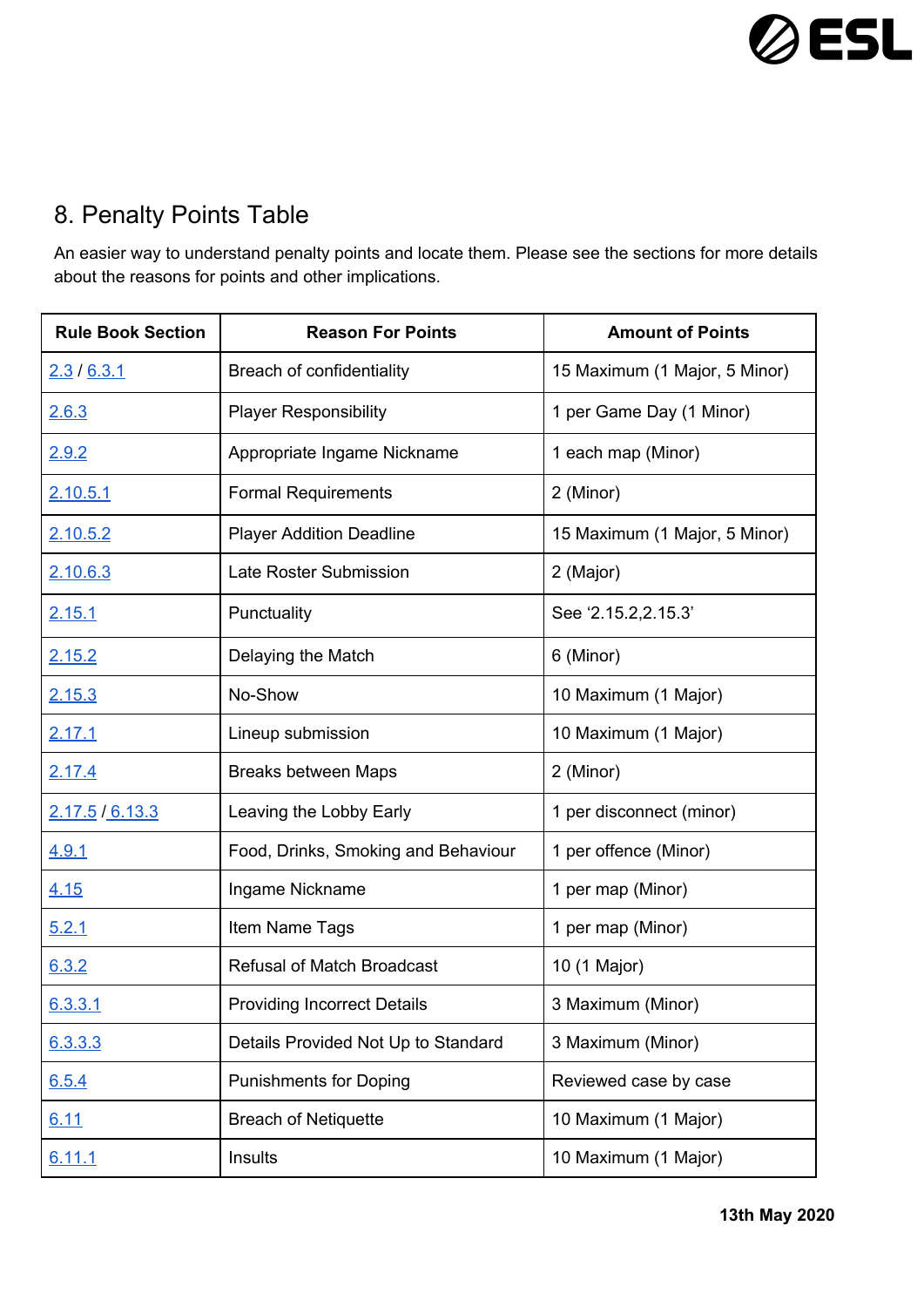## 8. Penalty Points Table

An easier way to understand penalty points and locate them. Please see the sections for more details about the reasons for points and other implications.

| Rule Book Section | Reason For Points | Amount of Points |
|---|---|---|
| 2.3 / 6.3.1 | Breach of confidentiality | 15 Maximum (1 Major, 5 Minor) |
| 2.6.3 | Player Responsibility | 1 per Game Day (1 Minor) |
| 2.9.2 | Appropriate Ingame Nickname | 1 each map (Minor) |
| 2.10.5.1 | Formal Requirements | 2 (Minor) |
| 2.10.5.2 | Player Addition Deadline | 15 Maximum (1 Major, 5 Minor) |
| 2.10.6.3 | Late Roster Submission | 2 (Major) |
| 2.15.1 | Punctuality | See '2.15.2,2.15.3' |
| 2.15.2 | Delaying the Match | 6 (Minor) |
| 2.15.3 | No-Show | 10 Maximum (1 Major) |
| 2.17.1 | Lineup submission | 10 Maximum (1 Major) |
| 2.17.4 | Breaks between Maps | 2 (Minor) |
| 2.17.5 / 6.13.3 | Leaving the Lobby Early | 1 per disconnect (minor) |
| 4.9.1 | Food, Drinks, Smoking and Behaviour | 1 per offence (Minor) |
| 4.15 | Ingame Nickname | 1 per map (Minor) |
| 5.2.1 | Item Name Tags | 1 per map (Minor) |
| 6.3.2 | Refusal of Match Broadcast | 10 (1 Major) |
| 6.3.3.1 | Providing Incorrect Details | 3 Maximum (Minor) |
| 6.3.3.3 | Details Provided Not Up to Standard | 3 Maximum (Minor) |
| 6.5.4 | Punishments for Doping | Reviewed case by case |
| 6.11 | Breach of Netiquette | 10 Maximum (1 Major) |
| 6.11.1 | Insults | 10 Maximum (1 Major) |

**13th May 2020**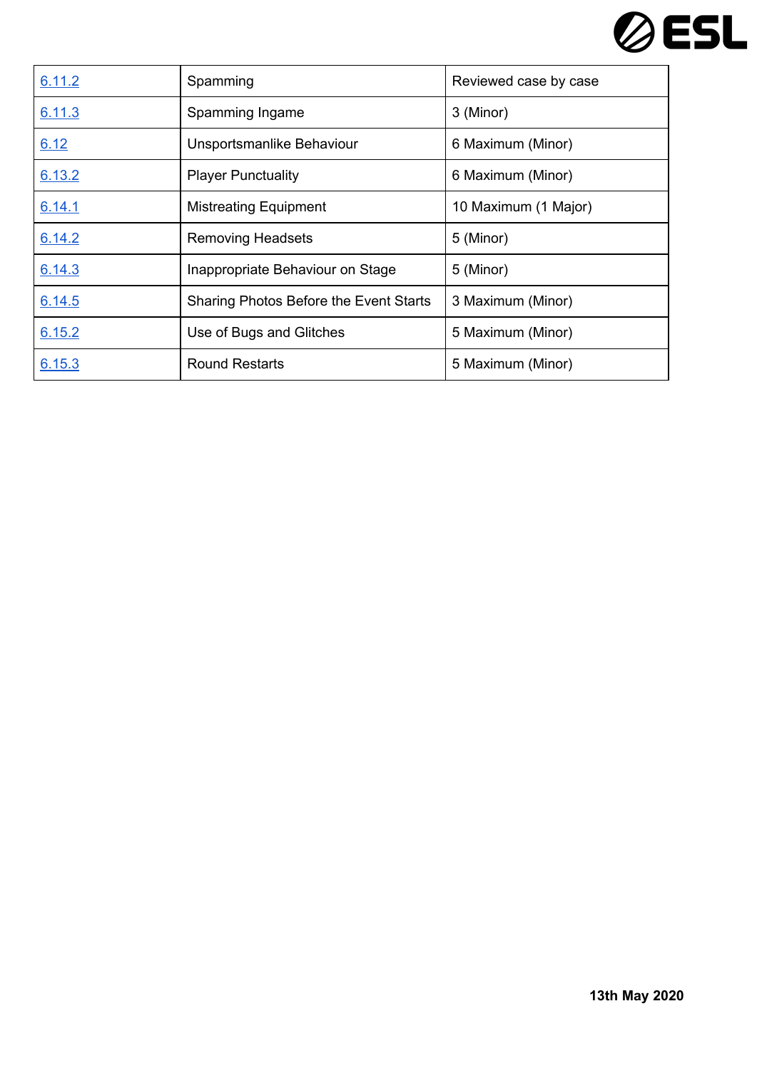| | | |
|---|---|---|
| 6.11.2 | Spamming | Reviewed case by case |
| 6.11.3 | Spamming Ingame | 3 (Minor) |
| 6.12 | Unsportsmanlike Behaviour | 6 Maximum (Minor) |
| 6.13.2 | Player Punctuality | 6 Maximum (Minor) |
| 6.14.1 | Mistreating Equipment | 10 Maximum (1 Major) |
| 6.14.2 | Removing Headsets | 5 (Minor) |
| 6.14.3 | Inappropriate Behaviour on Stage | 5 (Minor) |
| 6.14.5 | Sharing Photos Before the Event Starts | 3 Maximum (Minor) |
| 6.15.2 | Use of Bugs and Glitches | 5 Maximum (Minor) |
| 6.15.3 | Round Restarts | 5 Maximum (Minor) |

**13th May 2020**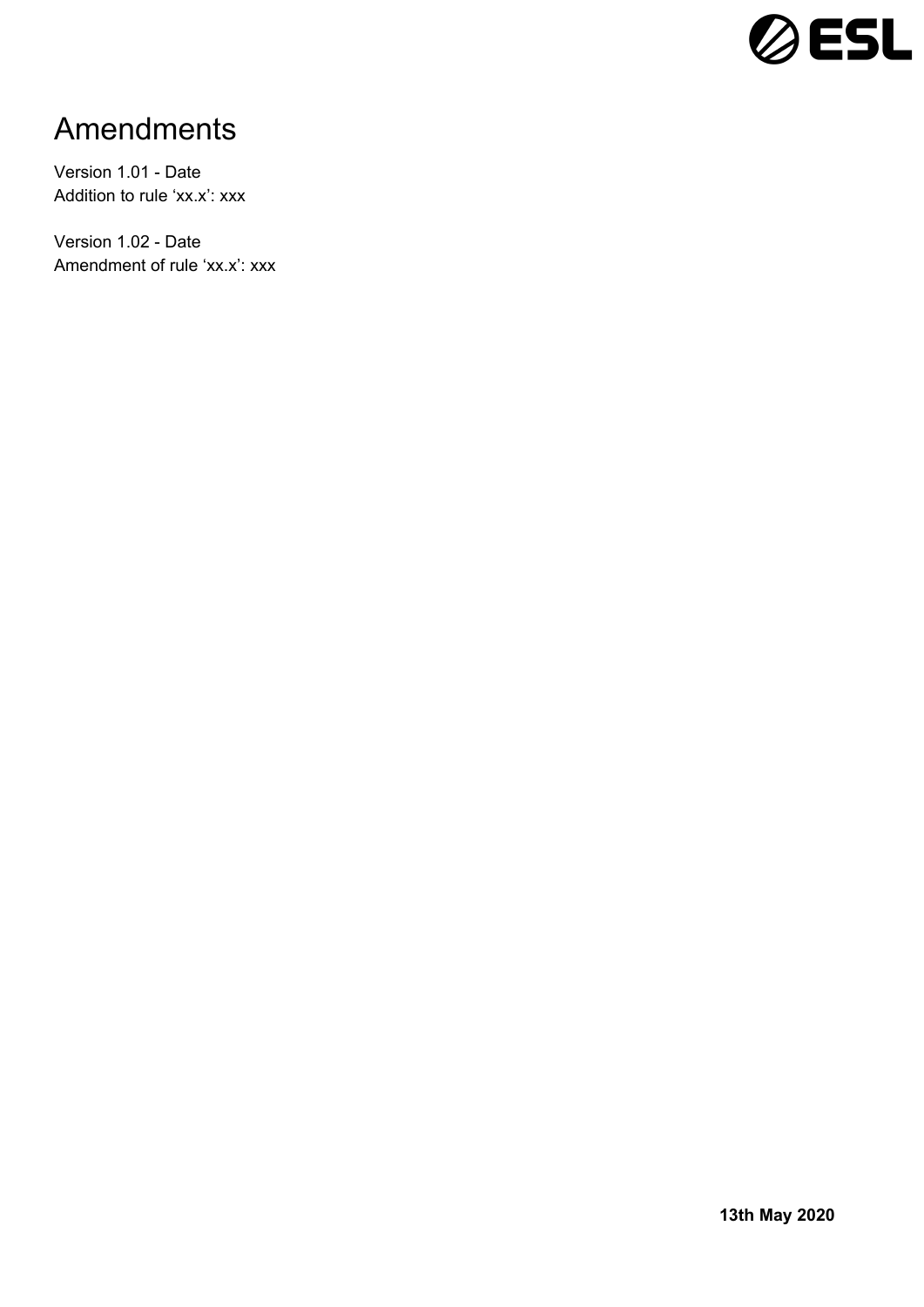# Amendments

Version 1.01 - Date
Addition to rule ‘xx.x’: xxx

Version 1.02 - Date
Amendment of rule ‘xx.x’: xxx